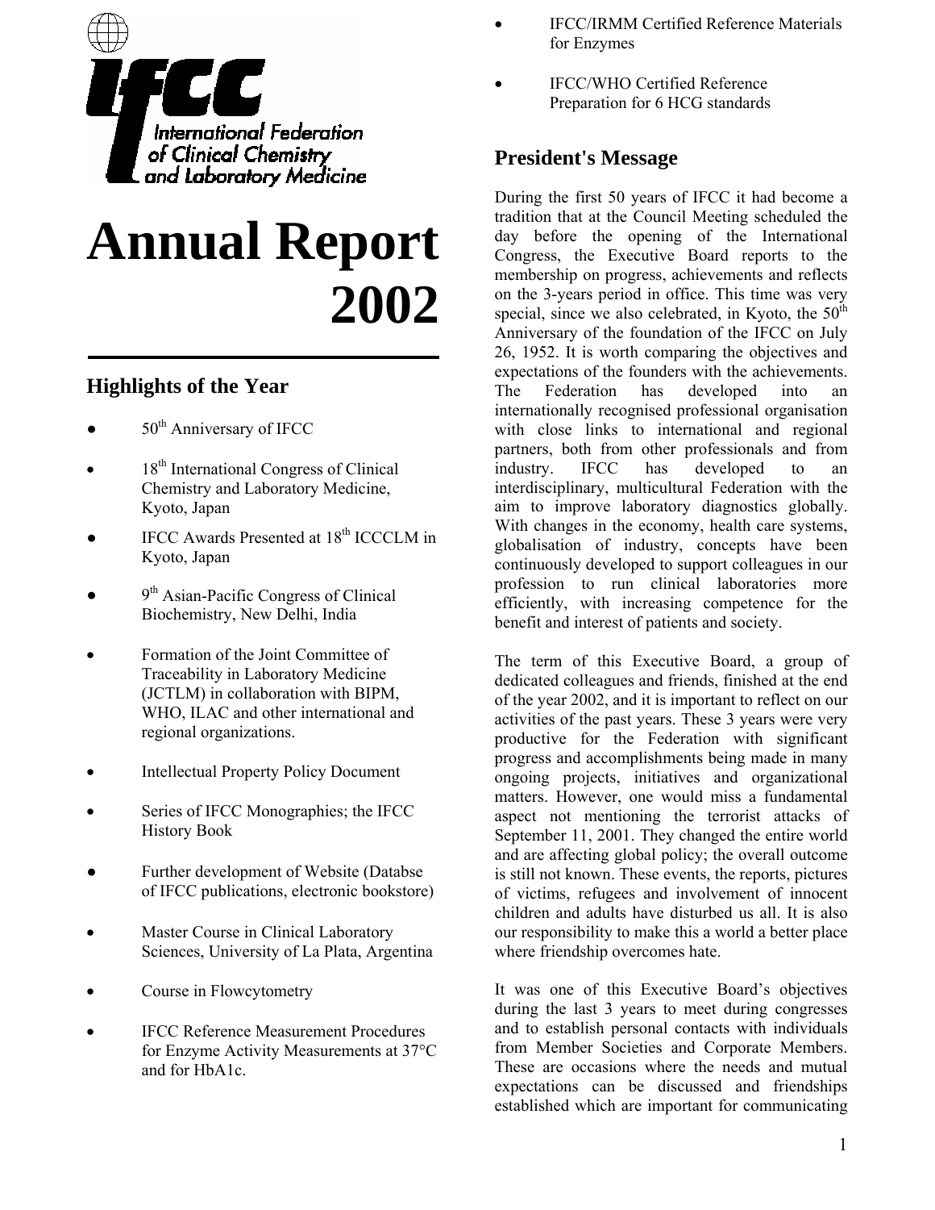International Federation of Clinical Chemistry and Laboratory Medicine

# Annual Report 2002

## Highlights of the Year

- 50th Anniversary of IFCC
- 18th International Congress of Clinical Chemistry and Laboratory Medicine, Kyoto, Japan
- IFCC Awards Presented at 18th ICCCLM in Kyoto, Japan
- 9th Asian-Pacific Congress of Clinical Biochemistry, New Delhi, India
- Formation of the Joint Committee of Traceability in Laboratory Medicine (JCTLM) in collaboration with BIPM, WHO, ILAC and other international and regional organizations.
- Intellectual Property Policy Document
- Series of IFCC Monographies; the IFCC History Book
- Further development of Website (Databse of IFCC publications, electronic bookstore)
- Master Course in Clinical Laboratory Sciences, University of La Plata, Argentina
- Course in Flowcytometry
- IFCC Reference Measurement Procedures for Enzyme Activity Measurements at 37°C and for HbA1c.
- IFCC/IRMM Certified Reference Materials for Enzymes
- IFCC/WHO Certified Reference Preparation for 6 HCG standards

## President's Message

During the first 50 years of IFCC it had become a tradition that at the Council Meeting scheduled the day before the opening of the International Congress, the Executive Board reports to the membership on progress, achievements and reflects on the 3-years period in office. This time was very special, since we also celebrated, in Kyoto, the 50th Anniversary of the foundation of the IFCC on July 26, 1952. It is worth comparing the objectives and expectations of the founders with the achievements. The Federation has developed into an internationally recognised professional organisation with close links to international and regional partners, both from other professionals and from industry. IFCC has developed to an interdisciplinary, multicultural Federation with the aim to improve laboratory diagnostics globally. With changes in the economy, health care systems, globalisation of industry, concepts have been continuously developed to support colleagues in our profession to run clinical laboratories more efficiently, with increasing competence for the benefit and interest of patients and society.

The term of this Executive Board, a group of dedicated colleagues and friends, finished at the end of the year 2002, and it is important to reflect on our activities of the past years. These 3 years were very productive for the Federation with significant progress and accomplishments being made in many ongoing projects, initiatives and organizational matters. However, one would miss a fundamental aspect not mentioning the terrorist attacks of September 11, 2001. They changed the entire world and are affecting global policy; the overall outcome is still not known. These events, the reports, pictures of victims, refugees and involvement of innocent children and adults have disturbed us all. It is also our responsibility to make this a world a better place where friendship overcomes hate.

It was one of this Executive Board's objectives during the last 3 years to meet during congresses and to establish personal contacts with individuals from Member Societies and Corporate Members. These are occasions where the needs and mutual expectations can be discussed and friendships established which are important for communicating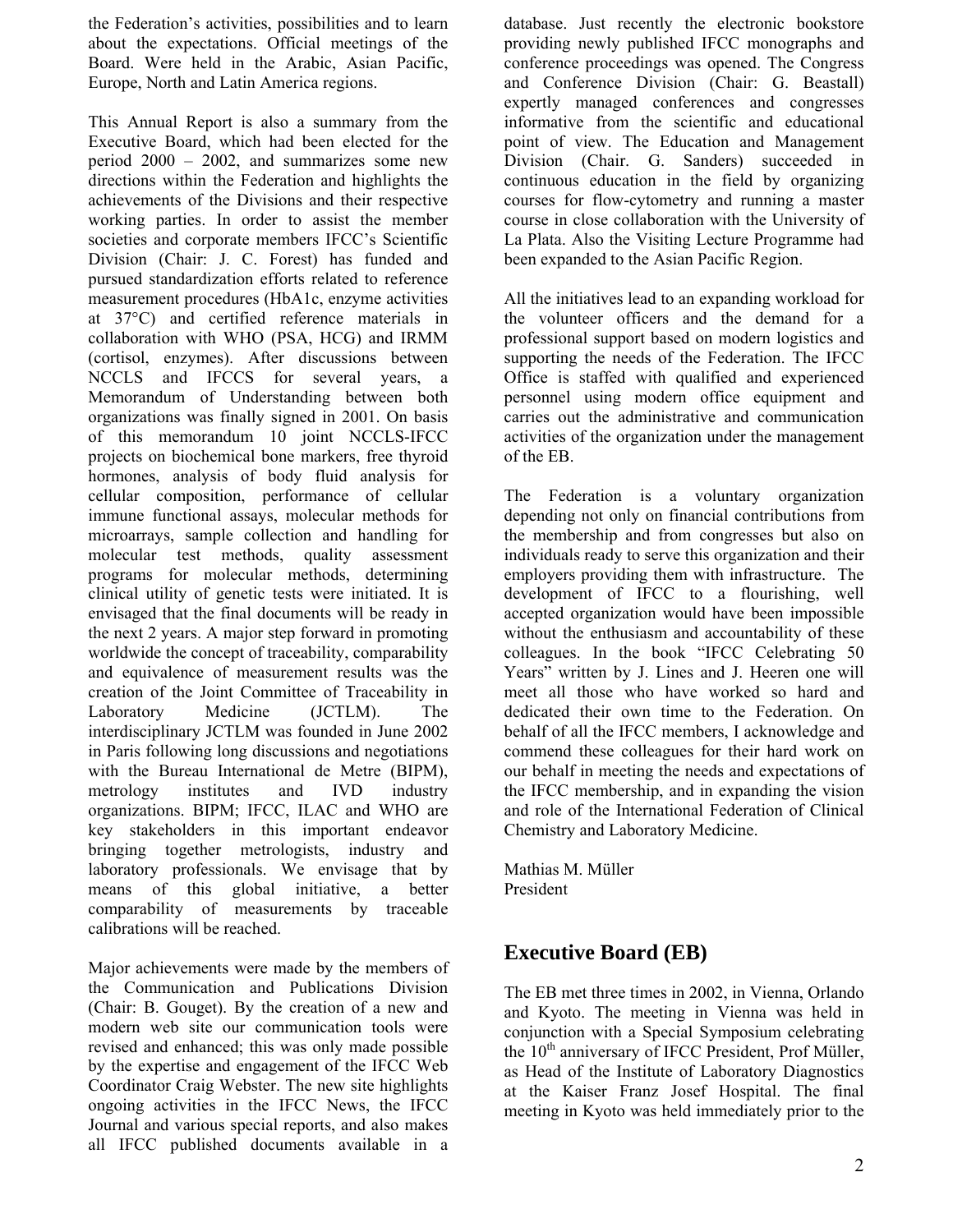the Federation's activities, possibilities and to learn about the expectations. Official meetings of the Board. Were held in the Arabic, Asian Pacific, Europe, North and Latin America regions.

This Annual Report is also a summary from the Executive Board, which had been elected for the period 2000 – 2002, and summarizes some new directions within the Federation and highlights the achievements of the Divisions and their respective working parties. In order to assist the member societies and corporate members IFCC's Scientific Division (Chair: J. C. Forest) has funded and pursued standardization efforts related to reference measurement procedures (HbA1c, enzyme activities at 37°C) and certified reference materials in collaboration with WHO (PSA, HCG) and IRMM (cortisol, enzymes). After discussions between NCCLS and IFCCS for several years, a Memorandum of Understanding between both organizations was finally signed in 2001. On basis of this memorandum 10 joint NCCLS-IFCC projects on biochemical bone markers, free thyroid hormones, analysis of body fluid analysis for cellular composition, performance of cellular immune functional assays, molecular methods for microarrays, sample collection and handling for molecular test methods, quality assessment programs for molecular methods, determining clinical utility of genetic tests were initiated. It is envisaged that the final documents will be ready in the next 2 years. A major step forward in promoting worldwide the concept of traceability, comparability and equivalence of measurement results was the creation of the Joint Committee of Traceability in Laboratory Medicine (JCTLM). The interdisciplinary JCTLM was founded in June 2002 in Paris following long discussions and negotiations with the Bureau International de Metre (BIPM), metrology institutes and IVD industry organizations. BIPM; IFCC, ILAC and WHO are key stakeholders in this important endeavor bringing together metrologists, industry and laboratory professionals. We envisage that by means of this global initiative, a better comparability of measurements by traceable calibrations will be reached.

Major achievements were made by the members of the Communication and Publications Division (Chair: B. Gouget). By the creation of a new and modern web site our communication tools were revised and enhanced; this was only made possible by the expertise and engagement of the IFCC Web Coordinator Craig Webster. The new site highlights ongoing activities in the IFCC News, the IFCC Journal and various special reports, and also makes all IFCC published documents available in a database. Just recently the electronic bookstore providing newly published IFCC monographs and conference proceedings was opened. The Congress and Conference Division (Chair: G. Beastall) expertly managed conferences and congresses informative from the scientific and educational point of view. The Education and Management Division (Chair. G. Sanders) succeeded in continuous education in the field by organizing courses for flow-cytometry and running a master course in close collaboration with the University of La Plata. Also the Visiting Lecture Programme had been expanded to the Asian Pacific Region.

All the initiatives lead to an expanding workload for the volunteer officers and the demand for a professional support based on modern logistics and supporting the needs of the Federation. The IFCC Office is staffed with qualified and experienced personnel using modern office equipment and carries out the administrative and communication activities of the organization under the management of the EB.

The Federation is a voluntary organization depending not only on financial contributions from the membership and from congresses but also on individuals ready to serve this organization and their employers providing them with infrastructure. The development of IFCC to a flourishing, well accepted organization would have been impossible without the enthusiasm and accountability of these colleagues. In the book "IFCC Celebrating 50 Years" written by J. Lines and J. Heeren one will meet all those who have worked so hard and dedicated their own time to the Federation. On behalf of all the IFCC members, I acknowledge and commend these colleagues for their hard work on our behalf in meeting the needs and expectations of the IFCC membership, and in expanding the vision and role of the International Federation of Clinical Chemistry and Laboratory Medicine.

Mathias M. Müller
President

## Executive Board (EB)

The EB met three times in 2002, in Vienna, Orlando and Kyoto. The meeting in Vienna was held in conjunction with a Special Symposium celebrating the 10th anniversary of IFCC President, Prof Müller, as Head of the Institute of Laboratory Diagnostics at the Kaiser Franz Josef Hospital. The final meeting in Kyoto was held immediately prior to the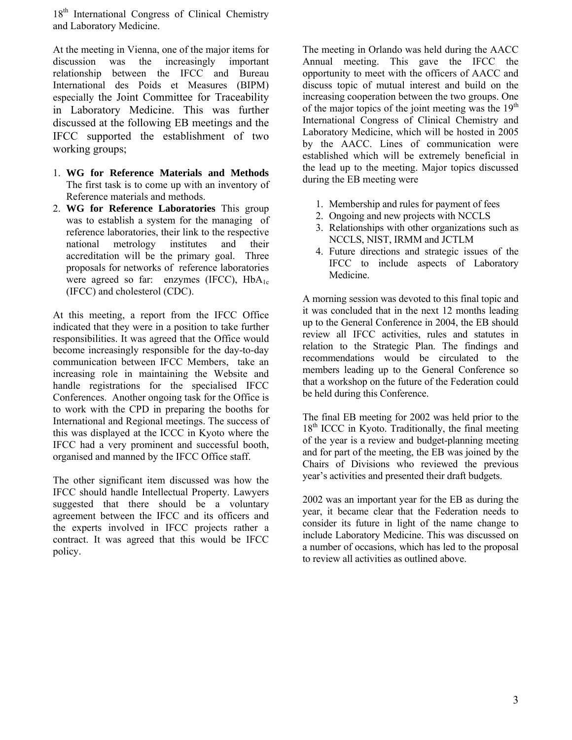18th International Congress of Clinical Chemistry and Laboratory Medicine.

At the meeting in Vienna, one of the major items for discussion was the increasingly important relationship between the IFCC and Bureau International des Poids et Measures (BIPM) especially the Joint Committee for Traceability in Laboratory Medicine. This was further discussed at the following EB meetings and the IFCC supported the establishment of two working groups;

1. **WG for Reference Materials and Methods** The first task is to come up with an inventory of Reference materials and methods.
2. **WG for Reference Laboratories** This group was to establish a system for the managing of reference laboratories, their link to the respective national metrology institutes and their accreditation will be the primary goal. Three proposals for networks of reference laboratories were agreed so far: enzymes (IFCC), $HbA_{1c}$ (IFCC) and cholesterol (CDC).

At this meeting, a report from the IFCC Office indicated that they were in a position to take further responsibilities. It was agreed that the Office would become increasingly responsible for the day-to-day communication between IFCC Members, take an increasing role in maintaining the Website and handle registrations for the specialised IFCC Conferences. Another ongoing task for the Office is to work with the CPD in preparing the booths for International and Regional meetings. The success of this was displayed at the ICCC in Kyoto where the IFCC had a very prominent and successful booth, organised and manned by the IFCC Office staff.

The other significant item discussed was how the IFCC should handle Intellectual Property. Lawyers suggested that there should be a voluntary agreement between the IFCC and its officers and the experts involved in IFCC projects rather a contract. It was agreed that this would be IFCC policy.

The meeting in Orlando was held during the AACC Annual meeting. This gave the IFCC the opportunity to meet with the officers of AACC and discuss topic of mutual interest and build on the increasing cooperation between the two groups. One of the major topics of the joint meeting was the 19th International Congress of Clinical Chemistry and Laboratory Medicine, which will be hosted in 2005 by the AACC. Lines of communication were established which will be extremely beneficial in the lead up to the meeting. Major topics discussed during the EB meeting were

1. Membership and rules for payment of fees
2. Ongoing and new projects with NCCLS
3. Relationships with other organizations such as NCCLS, NIST, IRMM and JCTLM
4. Future directions and strategic issues of the IFCC to include aspects of Laboratory Medicine.

A morning session was devoted to this final topic and it was concluded that in the next 12 months leading up to the General Conference in 2004, the EB should review all IFCC activities, rules and statutes in relation to the Strategic Plan. The findings and recommendations would be circulated to the members leading up to the General Conference so that a workshop on the future of the Federation could be held during this Conference.

The final EB meeting for 2002 was held prior to the 18th ICCC in Kyoto. Traditionally, the final meeting of the year is a review and budget-planning meeting and for part of the meeting, the EB was joined by the Chairs of Divisions who reviewed the previous year's activities and presented their draft budgets.

2002 was an important year for the EB as during the year, it became clear that the Federation needs to consider its future in light of the name change to include Laboratory Medicine. This was discussed on a number of occasions, which has led to the proposal to review all activities as outlined above.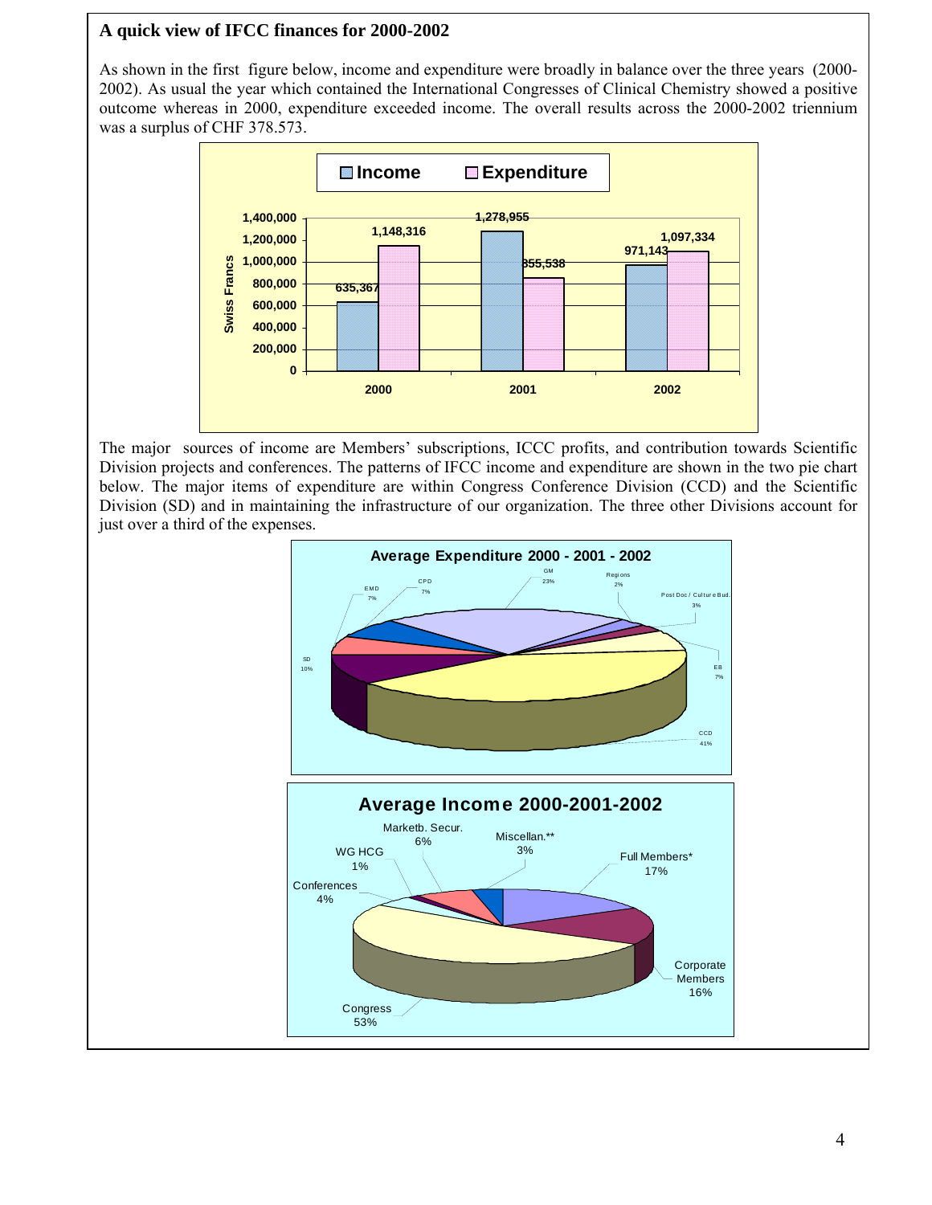### A quick view of IFCC finances for 2000-2002

As shown in the first figure below, income and expenditure were broadly in balance over the three years (2000-2002). As usual the year which contained the International Congresses of Clinical Chemistry showed a positive outcome whereas in 2000, expenditure exceeded income. The overall results across the 2000-2002 triennium was a surplus of CHF 378.573.

| Year | Income | Expenditure |
|---|---|---|
| 2000 | 635,367 | 1,148,316 |
| 2001 | 1,278,955 | 855,538 |
| 2002 | 971,143 | 1,097,334 |

The major sources of income are Members' subscriptions, ICCC profits, and contribution towards Scientific Division projects and conferences. The patterns of IFCC income and expenditure are shown in the two pie chart below. The major items of expenditure are within Congress Conference Division (CCD) and the Scientific Division (SD) and in maintaining the infrastructure of our organization. The three other Divisions account for just over a third of the expenses.

**Average Expenditure 2000 - 2001 - 2002**

| Item | Share |
|---|---|
| CCD | 41% |
| GM | 23% |
| SD | 10% |
| EMD | 7% |
| CPD | 7% |
| EB | 7% |
| Post Doc / Culture Bud. | 3% |
| Regions | 2% |

**Average Income 2000-2001-2002**

| Item | Share |
|---|---|
| Congress | 53% |
| Full Members* | 17% |
| Corporate Members | 16% |
| Marketb. Secur. | 6% |
| Conferences | 4% |
| Miscellan.** | 3% |
| WG HCG | 1% |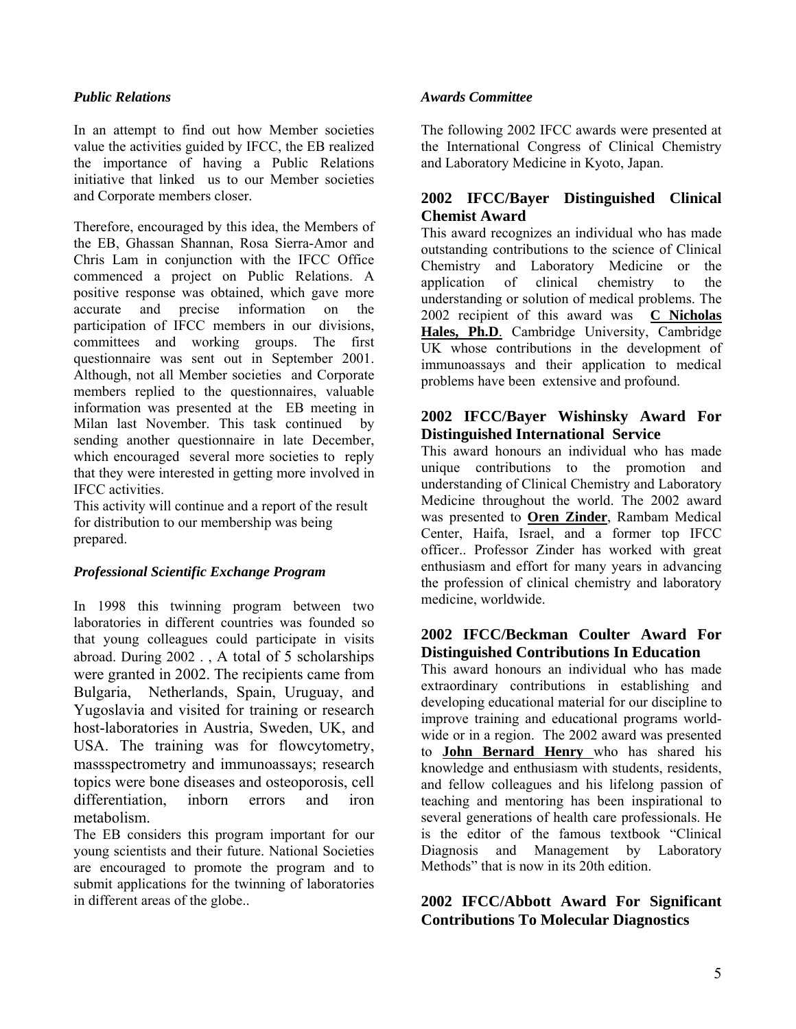*Public Relations*

In an attempt to find out how Member societies value the activities guided by IFCC, the EB realized the importance of having a Public Relations initiative that linked us to our Member societies and Corporate members closer.

Therefore, encouraged by this idea, the Members of the EB, Ghassan Shannan, Rosa Sierra-Amor and Chris Lam in conjunction with the IFCC Office commenced a project on Public Relations. A positive response was obtained, which gave more accurate and precise information on the participation of IFCC members in our divisions, committees and working groups. The first questionnaire was sent out in September 2001. Although, not all Member societies and Corporate members replied to the questionnaires, valuable information was presented at the EB meeting in Milan last November. This task continued by sending another questionnaire in late December, which encouraged several more societies to reply that they were interested in getting more involved in IFCC activities.
This activity will continue and a report of the result for distribution to our membership was being prepared.

*Professional Scientific Exchange Program*

In 1998 this twinning program between two laboratories in different countries was founded so that young colleagues could participate in visits abroad. During 2002 . , A total of 5 scholarships were granted in 2002. The recipients came from Bulgaria, Netherlands, Spain, Uruguay, and Yugoslavia and visited for training or research host-laboratories in Austria, Sweden, UK, and USA. The training was for flowcytometry, massspectrometry and immunoassays; research topics were bone diseases and osteoporosis, cell differentiation, inborn errors and iron metabolism.
The EB considers this program important for our young scientists and their future. National Societies are encouraged to promote the program and to submit applications for the twinning of laboratories in different areas of the globe..

*Awards Committee*

The following 2002 IFCC awards were presented at the International Congress of Clinical Chemistry and Laboratory Medicine in Kyoto, Japan.

### 2002 IFCC/Bayer Distinguished Clinical Chemist Award

This award recognizes an individual who has made outstanding contributions to the science of Clinical Chemistry and Laboratory Medicine or the application of clinical chemistry to the understanding or solution of medical problems. The 2002 recipient of this award was **C Nicholas Hales, Ph.D**. Cambridge University, Cambridge UK whose contributions in the development of immunoassays and their application to medical problems have been extensive and profound.

### 2002 IFCC/Bayer Wishinsky Award For Distinguished International Service

This award honours an individual who has made unique contributions to the promotion and understanding of Clinical Chemistry and Laboratory Medicine throughout the world. The 2002 award was presented to **Oren Zinder**, Rambam Medical Center, Haifa, Israel, and a former top IFCC officer.. Professor Zinder has worked with great enthusiasm and effort for many years in advancing the profession of clinical chemistry and laboratory medicine, worldwide.

### 2002 IFCC/Beckman Coulter Award For Distinguished Contributions In Education

This award honours an individual who has made extraordinary contributions in establishing and developing educational material for our discipline to improve training and educational programs world-wide or in a region. The 2002 award was presented to **John Bernard Henry** who has shared his knowledge and enthusiasm with students, residents, and fellow colleagues and his lifelong passion of teaching and mentoring has been inspirational to several generations of health care professionals. He is the editor of the famous textbook "Clinical Diagnosis and Management by Laboratory Methods" that is now in its 20th edition.

### 2002 IFCC/Abbott Award For Significant Contributions To Molecular Diagnostics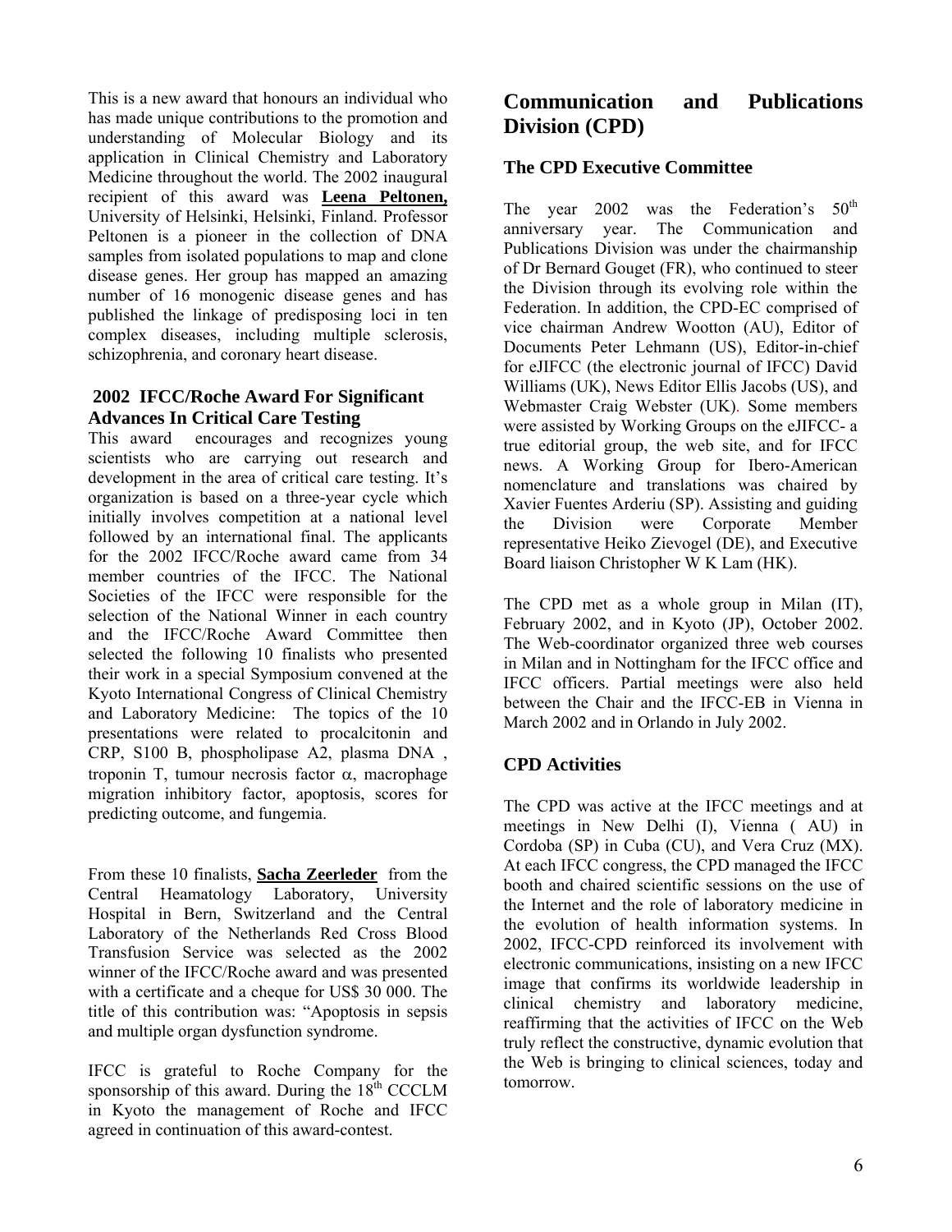This is a new award that honours an individual who has made unique contributions to the promotion and understanding of Molecular Biology and its application in Clinical Chemistry and Laboratory Medicine throughout the world. The 2002 inaugural recipient of this award was **Leena Peltonen,** University of Helsinki, Helsinki, Finland. Professor Peltonen is a pioneer in the collection of DNA samples from isolated populations to map and clone disease genes. Her group has mapped an amazing number of 16 monogenic disease genes and has published the linkage of predisposing loci in ten complex diseases, including multiple sclerosis, schizophrenia, and coronary heart disease.

### 2002 IFCC/Roche Award For Significant Advances In Critical Care Testing

This award encourages and recognizes young scientists who are carrying out research and development in the area of critical care testing. It's organization is based on a three-year cycle which initially involves competition at a national level followed by an international final. The applicants for the 2002 IFCC/Roche award came from 34 member countries of the IFCC. The National Societies of the IFCC were responsible for the selection of the National Winner in each country and the IFCC/Roche Award Committee then selected the following 10 finalists who presented their work in a special Symposium convened at the Kyoto International Congress of Clinical Chemistry and Laboratory Medicine: The topics of the 10 presentations were related to procalcitonin and CRP, S100 B, phospholipase A2, plasma DNA , troponin T, tumour necrosis factor $\alpha$, macrophage migration inhibitory factor, apoptosis, scores for predicting outcome, and fungemia.

From these 10 finalists, **Sacha Zeerleder** from the Central Heamatology Laboratory, University Hospital in Bern, Switzerland and the Central Laboratory of the Netherlands Red Cross Blood Transfusion Service was selected as the 2002 winner of the IFCC/Roche award and was presented with a certificate and a cheque for US$ 30 000. The title of this contribution was: "Apoptosis in sepsis and multiple organ dysfunction syndrome.

IFCC is grateful to Roche Company for the sponsorship of this award. During the 18th CCCLM in Kyoto the management of Roche and IFCC agreed in continuation of this award-contest.

## Communication and Publications Division (CPD)

### The CPD Executive Committee

The year 2002 was the Federation's 50th anniversary year. The Communication and Publications Division was under the chairmanship of Dr Bernard Gouget (FR), who continued to steer the Division through its evolving role within the Federation. In addition, the CPD-EC comprised of vice chairman Andrew Wootton (AU), Editor of Documents Peter Lehmann (US), Editor-in-chief for eJIFCC (the electronic journal of IFCC) David Williams (UK), News Editor Ellis Jacobs (US), and Webmaster Craig Webster (UK). Some members were assisted by Working Groups on the eJIFCC- a true editorial group, the web site, and for IFCC news. A Working Group for Ibero-American nomenclature and translations was chaired by Xavier Fuentes Arderiu (SP). Assisting and guiding the Division were Corporate Member representative Heiko Zievogel (DE), and Executive Board liaison Christopher W K Lam (HK).

The CPD met as a whole group in Milan (IT), February 2002, and in Kyoto (JP), October 2002. The Web-coordinator organized three web courses in Milan and in Nottingham for the IFCC office and IFCC officers. Partial meetings were also held between the Chair and the IFCC-EB in Vienna in March 2002 and in Orlando in July 2002.

### CPD Activities

The CPD was active at the IFCC meetings and at meetings in New Delhi (I), Vienna ( AU) in Cordoba (SP) in Cuba (CU), and Vera Cruz (MX). At each IFCC congress, the CPD managed the IFCC booth and chaired scientific sessions on the use of the Internet and the role of laboratory medicine in the evolution of health information systems. In 2002, IFCC-CPD reinforced its involvement with electronic communications, insisting on a new IFCC image that confirms its worldwide leadership in clinical chemistry and laboratory medicine, reaffirming that the activities of IFCC on the Web truly reflect the constructive, dynamic evolution that the Web is bringing to clinical sciences, today and tomorrow.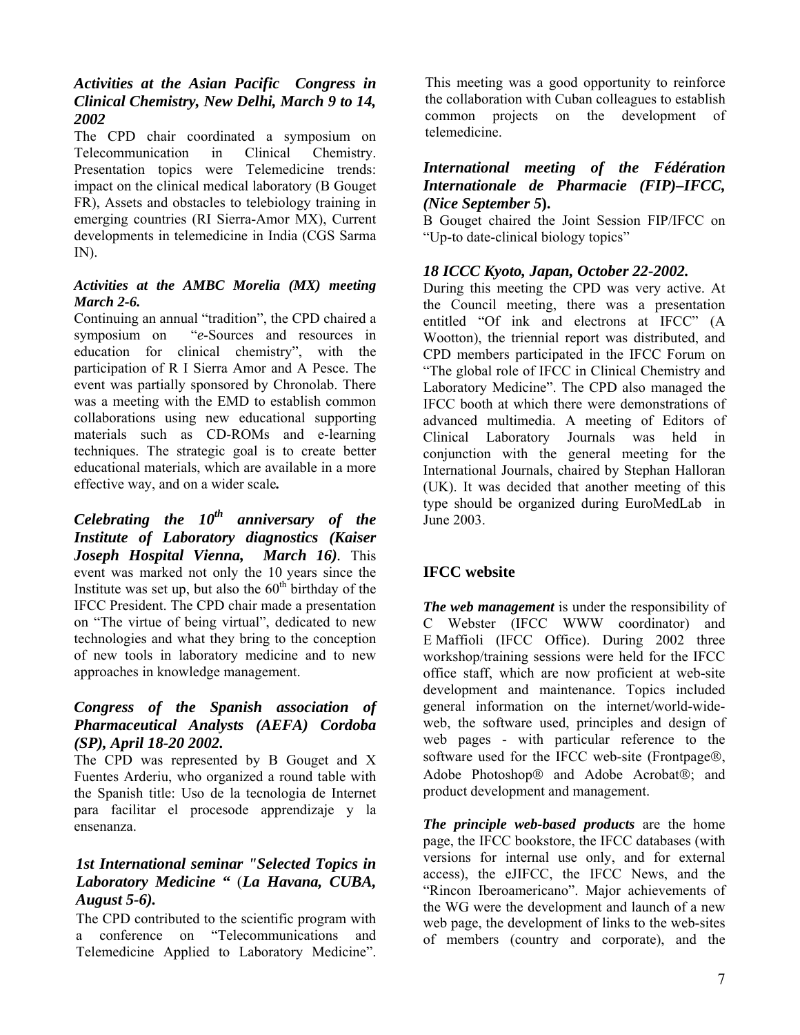### *Activities at the Asian Pacific Congress in Clinical Chemistry, New Delhi, March 9 to 14, 2002*

The CPD chair coordinated a symposium on Telecommunication in Clinical Chemistry. Presentation topics were Telemedicine trends: impact on the clinical medical laboratory (B Gouget FR), Assets and obstacles to telebiology training in emerging countries (RI Sierra-Amor MX), Current developments in telemedicine in India (CGS Sarma IN).

#### *Activities at the AMBC Morelia (MX) meeting March 2-6.*

Continuing an annual "tradition", the CPD chaired a symposium on "*e*-Sources and resources in education for clinical chemistry", with the participation of R I Sierra Amor and A Pesce. The event was partially sponsored by Chronolab. There was a meeting with the EMD to establish common collaborations using new educational supporting materials such as CD-ROMs and e-learning techniques. The strategic goal is to create better educational materials, which are available in a more effective way, and on a wider scale***.***

***Celebrating the 10th anniversary of the Institute of Laboratory diagnostics (Kaiser Joseph Hospital Vienna, March 16)***. This event was marked not only the 10 years since the Institute was set up, but also the 60th birthday of the IFCC President. The CPD chair made a presentation on "The virtue of being virtual", dedicated to new technologies and what they bring to the conception of new tools in laboratory medicine and to new approaches in knowledge management.

### *Congress of the Spanish association of Pharmaceutical Analysts (AEFA) Cordoba (SP), April 18-20 2002.*

The CPD was represented by B Gouget and X Fuentes Arderiu, who organized a round table with the Spanish title: Uso de la tecnologia de Internet para facilitar el procesode apprendizaje y la ensenanza.

### *1st International seminar "Selected Topics in Laboratory Medicine "* (*La Havana, CUBA, August 5-6).*

The CPD contributed to the scientific program with a conference on "Telecommunications and Telemedicine Applied to Laboratory Medicine". This meeting was a good opportunity to reinforce the collaboration with Cuban colleagues to establish common projects on the development of telemedicine.

### *International meeting of the Fédération Internationale de Pharmacie (FIP)–IFCC, (Nice September 5***).**

B Gouget chaired the Joint Session FIP/IFCC on "Up-to date-clinical biology topics"

### *18 ICCC Kyoto, Japan, October 22-2002.*

During this meeting the CPD was very active. At the Council meeting, there was a presentation entitled "Of ink and electrons at IFCC" (A Wootton), the triennial report was distributed, and CPD members participated in the IFCC Forum on "The global role of IFCC in Clinical Chemistry and Laboratory Medicine". The CPD also managed the IFCC booth at which there were demonstrations of advanced multimedia. A meeting of Editors of Clinical Laboratory Journals was held in conjunction with the general meeting for the International Journals, chaired by Stephan Halloran (UK). It was decided that another meeting of this type should be organized during EuroMedLab in June 2003.

## IFCC website

***The web management*** is under the responsibility of C Webster (IFCC WWW coordinator) and E Maffioli (IFCC Office). During 2002 three workshop/training sessions were held for the IFCC office staff, which are now proficient at web-site development and maintenance. Topics included general information on the internet/world-wide-web, the software used, principles and design of web pages - with particular reference to the software used for the IFCC web-site (Frontpage®, Adobe Photoshop® and Adobe Acrobat®; and product development and management.

***The principle web-based products*** are the home page, the IFCC bookstore, the IFCC databases (with versions for internal use only, and for external access), the eJIFCC, the IFCC News, and the "Rincon Iberoamericano". Major achievements of the WG were the development and launch of a new web page, the development of links to the web-sites of members (country and corporate), and the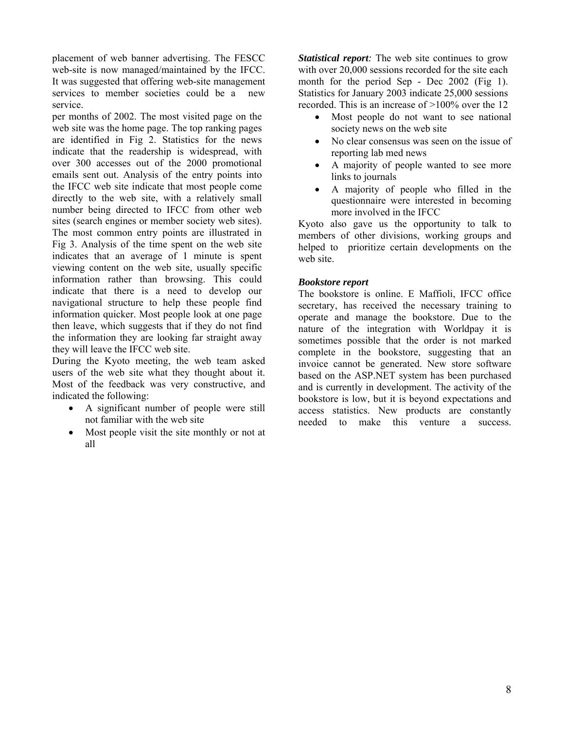placement of web banner advertising. The FESCC web-site is now managed/maintained by the IFCC. It was suggested that offering web-site management services to member societies could be a new service.

***Statistical report:*** The web site continues to grow with over 20,000 sessions recorded for the site each month for the period Sep - Dec 2002 (Fig 1). Statistics for January 2003 indicate 25,000 sessions recorded. This is an increase of >100% over the 12 per months of 2002. The most visited page on the web site was the home page. The top ranking pages are identified in Fig 2. Statistics for the news indicate that the readership is widespread, with over 300 accesses out of the 2000 promotional emails sent out. Analysis of the entry points into the IFCC web site indicate that most people come directly to the web site, with a relatively small number being directed to IFCC from other web sites (search engines or member society web sites). The most common entry points are illustrated in Fig 3. Analysis of the time spent on the web site indicates that an average of 1 minute is spent viewing content on the web site, usually specific information rather than browsing. This could indicate that there is a need to develop our navigational structure to help these people find information quicker. Most people look at one page then leave, which suggests that if they do not find the information they are looking far straight away they will leave the IFCC web site.

During the Kyoto meeting, the web team asked users of the web site what they thought about it. Most of the feedback was very constructive, and indicated the following:

- A significant number of people were still not familiar with the web site
- Most people visit the site monthly or not at all
- Most people do not want to see national society news on the web site
- No clear consensus was seen on the issue of reporting lab med news
- A majority of people wanted to see more links to journals
- A majority of people who filled in the questionnaire were interested in becoming more involved in the IFCC

Kyoto also gave us the opportunity to talk to members of other divisions, working groups and helped to prioritize certain developments on the web site.

***Bookstore report***

The bookstore is online. E Maffioli, IFCC office secretary, has received the necessary training to operate and manage the bookstore. Due to the nature of the integration with Worldpay it is sometimes possible that the order is not marked complete in the bookstore, suggesting that an invoice cannot be generated. New store software based on the ASP.NET system has been purchased and is currently in development. The activity of the bookstore is low, but it is beyond expectations and access statistics. New products are constantly needed to make this venture a success.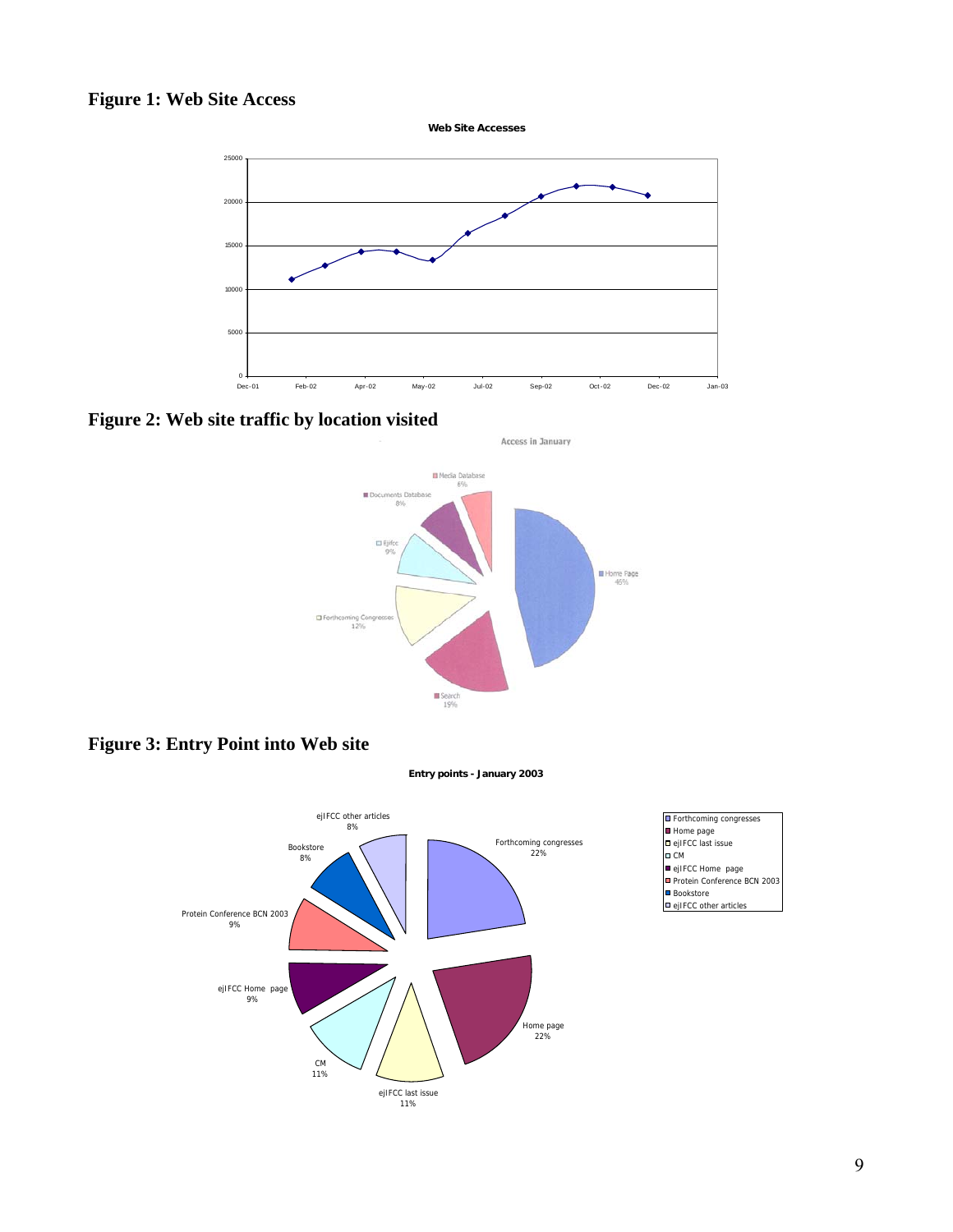## Figure 1: Web Site Access

## Figure 2: Web site traffic by location visited

## Figure 3: Entry Point into Web site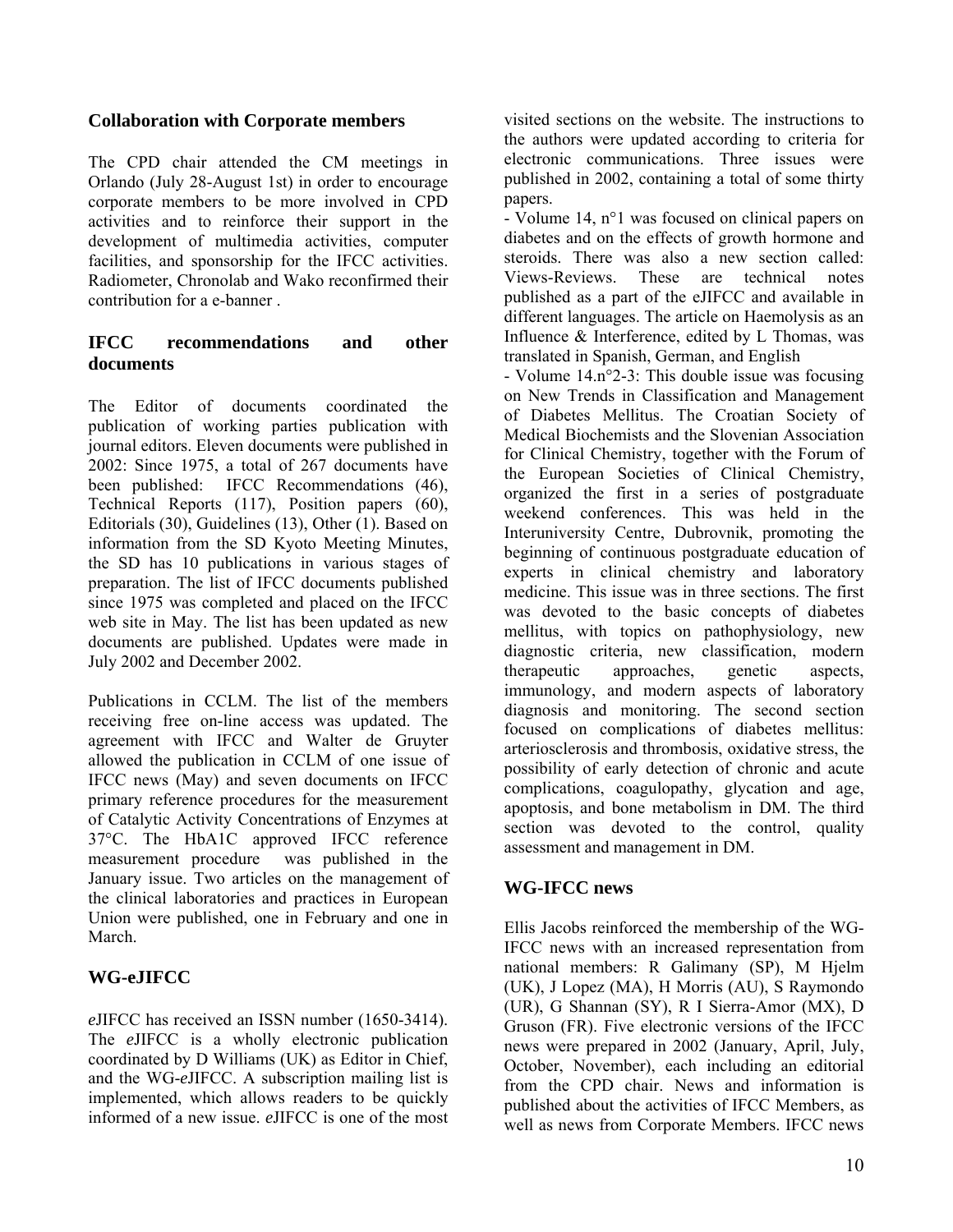## Collaboration with Corporate members

The CPD chair attended the CM meetings in Orlando (July 28-August 1st) in order to encourage corporate members to be more involved in CPD activities and to reinforce their support in the development of multimedia activities, computer facilities, and sponsorship for the IFCC activities. Radiometer, Chronolab and Wako reconfirmed their contribution for a e-banner .

## IFCC recommendations and other documents

The Editor of documents coordinated the publication of working parties publication with journal editors. Eleven documents were published in 2002: Since 1975, a total of 267 documents have been published: IFCC Recommendations (46), Technical Reports (117), Position papers (60), Editorials (30), Guidelines (13), Other (1). Based on information from the SD Kyoto Meeting Minutes, the SD has 10 publications in various stages of preparation. The list of IFCC documents published since 1975 was completed and placed on the IFCC web site in May. The list has been updated as new documents are published. Updates were made in July 2002 and December 2002.

Publications in CCLM. The list of the members receiving free on-line access was updated. The agreement with IFCC and Walter de Gruyter allowed the publication in CCLM of one issue of IFCC news (May) and seven documents on IFCC primary reference procedures for the measurement of Catalytic Activity Concentrations of Enzymes at 37°C. The HbA1C approved IFCC reference measurement procedure was published in the January issue. Two articles on the management of the clinical laboratories and practices in European Union were published, one in February and one in March.

## WG-eJIFCC

*e*JIFCC has received an ISSN number (1650-3414). The *e*JIFCC is a wholly electronic publication coordinated by D Williams (UK) as Editor in Chief, and the WG-*e*JIFCC. A subscription mailing list is implemented, which allows readers to be quickly informed of a new issue. *e*JIFCC is one of the most visited sections on the website. The instructions to the authors were updated according to criteria for electronic communications. Three issues were published in 2002, containing a total of some thirty papers.

- Volume 14, n°1 was focused on clinical papers on diabetes and on the effects of growth hormone and steroids. There was also a new section called: Views-Reviews. These are technical notes published as a part of the eJIFCC and available in different languages. The article on Haemolysis as an Influence & Interference, edited by L Thomas, was translated in Spanish, German, and English
- Volume 14.n°2-3: This double issue was focusing on New Trends in Classification and Management of Diabetes Mellitus. The Croatian Society of Medical Biochemists and the Slovenian Association for Clinical Chemistry, together with the Forum of the European Societies of Clinical Chemistry, organized the first in a series of postgraduate weekend conferences. This was held in the Interuniversity Centre, Dubrovnik, promoting the beginning of continuous postgraduate education of experts in clinical chemistry and laboratory medicine. This issue was in three sections. The first was devoted to the basic concepts of diabetes mellitus, with topics on pathophysiology, new diagnostic criteria, new classification, modern therapeutic approaches, genetic aspects, immunology, and modern aspects of laboratory diagnosis and monitoring. The second section focused on complications of diabetes mellitus: arteriosclerosis and thrombosis, oxidative stress, the possibility of early detection of chronic and acute complications, coagulopathy, glycation and age, apoptosis, and bone metabolism in DM. The third section was devoted to the control, quality assessment and management in DM.

## WG-IFCC news

Ellis Jacobs reinforced the membership of the WG-IFCC news with an increased representation from national members: R Galimany (SP), M Hjelm (UK), J Lopez (MA), H Morris (AU), S Raymondo (UR), G Shannan (SY), R I Sierra-Amor (MX), D Gruson (FR). Five electronic versions of the IFCC news were prepared in 2002 (January, April, July, October, November), each including an editorial from the CPD chair. News and information is published about the activities of IFCC Members, as well as news from Corporate Members. IFCC news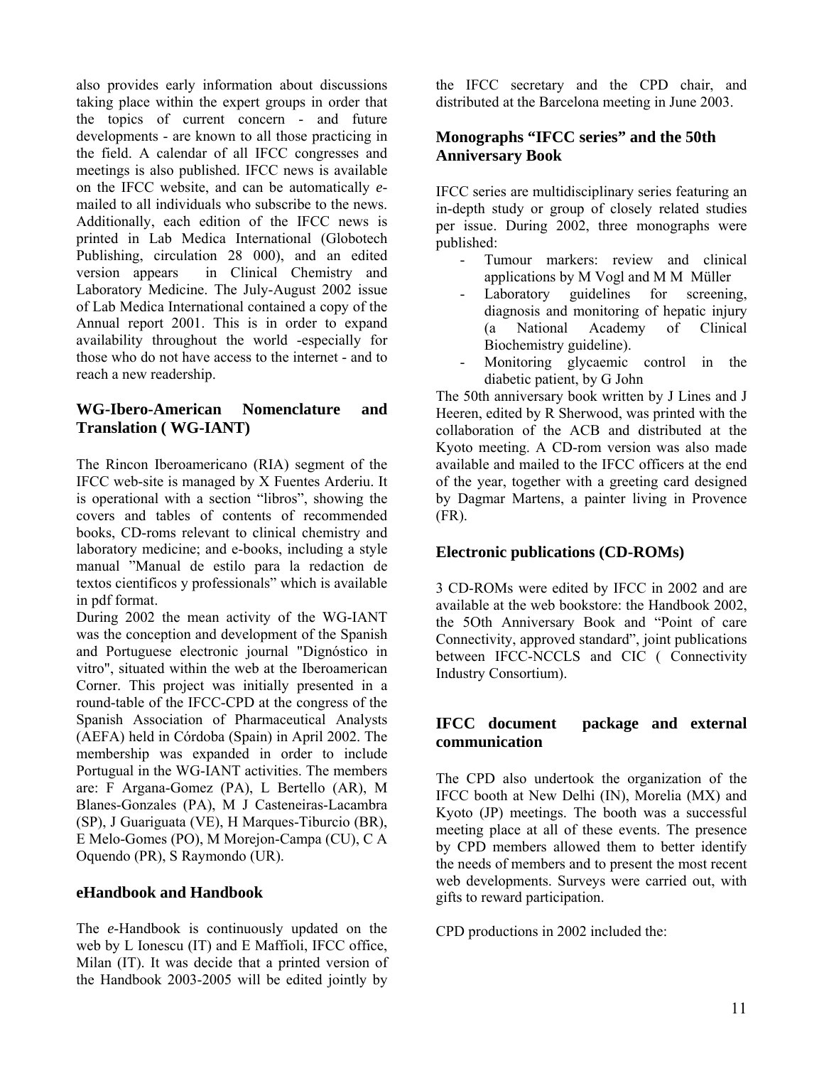also provides early information about discussions taking place within the expert groups in order that the topics of current concern - and future developments - are known to all those practicing in the field. A calendar of all IFCC congresses and meetings is also published. IFCC news is available on the IFCC website, and can be automatically *e*-mailed to all individuals who subscribe to the news. Additionally, each edition of the IFCC news is printed in Lab Medica International (Globotech Publishing, circulation 28 000), and an edited version appears in Clinical Chemistry and Laboratory Medicine. The July-August 2002 issue of Lab Medica International contained a copy of the Annual report 2001. This is in order to expand availability throughout the world -especially for those who do not have access to the internet - and to reach a new readership.

## WG-Ibero-American Nomenclature and Translation ( WG-IANT)

The Rincon Iberoamericano (RIA) segment of the IFCC web-site is managed by X Fuentes Arderiu. It is operational with a section "libros", showing the covers and tables of contents of recommended books, CD-roms relevant to clinical chemistry and laboratory medicine; and e-books, including a style manual "Manual de estilo para la redaction de textos cientificos y professionals" which is available in pdf format.

During 2002 the mean activity of the WG-IANT was the conception and development of the Spanish and Portuguese electronic journal "Dignóstico in vitro", situated within the web at the Iberoamerican Corner. This project was initially presented in a round-table of the IFCC-CPD at the congress of the Spanish Association of Pharmaceutical Analysts (AEFA) held in Córdoba (Spain) in April 2002. The membership was expanded in order to include Portugual in the WG-IANT activities. The members are: F Argana-Gomez (PA), L Bertello (AR), M Blanes-Gonzales (PA), M J Casteneiras-Lacambra (SP), J Guariguata (VE), H Marques-Tiburcio (BR), E Melo-Gomes (PO), M Morejon-Campa (CU), C A Oquendo (PR), S Raymondo (UR).

## eHandbook and Handbook

The *e*-Handbook is continuously updated on the web by L Ionescu (IT) and E Maffioli, IFCC office, Milan (IT). It was decide that a printed version of the Handbook 2003-2005 will be edited jointly by the IFCC secretary and the CPD chair, and distributed at the Barcelona meeting in June 2003.

## Monographs "IFCC series" and the 50th Anniversary Book

IFCC series are multidisciplinary series featuring an in-depth study or group of closely related studies per issue. During 2002, three monographs were published:

- Tumour markers: review and clinical applications by M Vogl and M M Müller
- Laboratory guidelines for screening, diagnosis and monitoring of hepatic injury (a National Academy of Clinical Biochemistry guideline).
- Monitoring glycaemic control in the diabetic patient, by G John

The 50th anniversary book written by J Lines and J Heeren, edited by R Sherwood, was printed with the collaboration of the ACB and distributed at the Kyoto meeting. A CD-rom version was also made available and mailed to the IFCC officers at the end of the year, together with a greeting card designed by Dagmar Martens, a painter living in Provence (FR).

## Electronic publications (CD-ROMs)

3 CD-ROMs were edited by IFCC in 2002 and are available at the web bookstore: the Handbook 2002, the 5Oth Anniversary Book and "Point of care Connectivity, approved standard", joint publications between IFCC-NCCLS and CIC ( Connectivity Industry Consortium).

## IFCC document package and external communication

The CPD also undertook the organization of the IFCC booth at New Delhi (IN), Morelia (MX) and Kyoto (JP) meetings. The booth was a successful meeting place at all of these events. The presence by CPD members allowed them to better identify the needs of members and to present the most recent web developments. Surveys were carried out, with gifts to reward participation.

CPD productions in 2002 included the: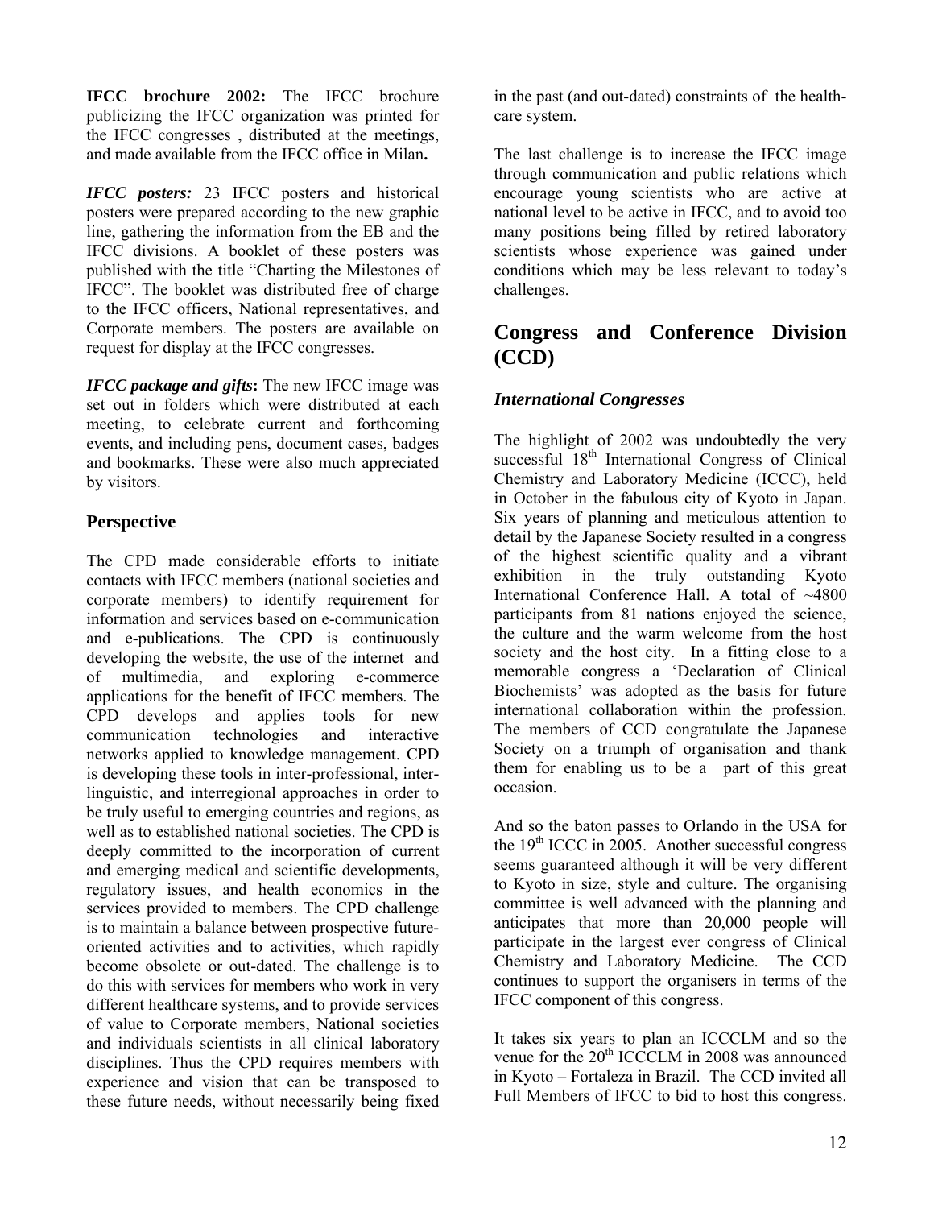**IFCC brochure 2002:** The IFCC brochure publicizing the IFCC organization was printed for the IFCC congresses , distributed at the meetings, and made available from the IFCC office in Milan**.**

***IFCC posters:*** 23 IFCC posters and historical posters were prepared according to the new graphic line, gathering the information from the EB and the IFCC divisions. A booklet of these posters was published with the title "Charting the Milestones of IFCC". The booklet was distributed free of charge to the IFCC officers, National representatives, and Corporate members. The posters are available on request for display at the IFCC congresses.

***IFCC package and gifts*:** The new IFCC image was set out in folders which were distributed at each meeting, to celebrate current and forthcoming events, and including pens, document cases, badges and bookmarks. These were also much appreciated by visitors.

### Perspective

The CPD made considerable efforts to initiate contacts with IFCC members (national societies and corporate members) to identify requirement for information and services based on e-communication and e-publications. The CPD is continuously developing the website, the use of the internet and of multimedia, and exploring e-commerce applications for the benefit of IFCC members. The CPD develops and applies tools for new communication technologies and interactive networks applied to knowledge management. CPD is developing these tools in inter-professional, inter-linguistic, and interregional approaches in order to be truly useful to emerging countries and regions, as well as to established national societies. The CPD is deeply committed to the incorporation of current and emerging medical and scientific developments, regulatory issues, and health economics in the services provided to members. The CPD challenge is to maintain a balance between prospective future-oriented activities and to activities, which rapidly become obsolete or out-dated. The challenge is to do this with services for members who work in very different healthcare systems, and to provide services of value to Corporate members, National societies and individuals scientists in all clinical laboratory disciplines. Thus the CPD requires members with experience and vision that can be transposed to these future needs, without necessarily being fixed in the past (and out-dated) constraints of the health-care system.

The last challenge is to increase the IFCC image through communication and public relations which encourage young scientists who are active at national level to be active in IFCC, and to avoid too many positions being filled by retired laboratory scientists whose experience was gained under conditions which may be less relevant to today's challenges.

## Congress and Conference Division (CCD)

### *International Congresses*

The highlight of 2002 was undoubtedly the very successful 18th International Congress of Clinical Chemistry and Laboratory Medicine (ICCC), held in October in the fabulous city of Kyoto in Japan. Six years of planning and meticulous attention to detail by the Japanese Society resulted in a congress of the highest scientific quality and a vibrant exhibition in the truly outstanding Kyoto International Conference Hall. A total of ~4800 participants from 81 nations enjoyed the science, the culture and the warm welcome from the host society and the host city. In a fitting close to a memorable congress a 'Declaration of Clinical Biochemists' was adopted as the basis for future international collaboration within the profession. The members of CCD congratulate the Japanese Society on a triumph of organisation and thank them for enabling us to be a part of this great occasion.

And so the baton passes to Orlando in the USA for the 19th ICCC in 2005. Another successful congress seems guaranteed although it will be very different to Kyoto in size, style and culture. The organising committee is well advanced with the planning and anticipates that more than 20,000 people will participate in the largest ever congress of Clinical Chemistry and Laboratory Medicine. The CCD continues to support the organisers in terms of the IFCC component of this congress.

It takes six years to plan an ICCCLM and so the venue for the 20th ICCCLM in 2008 was announced in Kyoto – Fortaleza in Brazil. The CCD invited all Full Members of IFCC to bid to host this congress.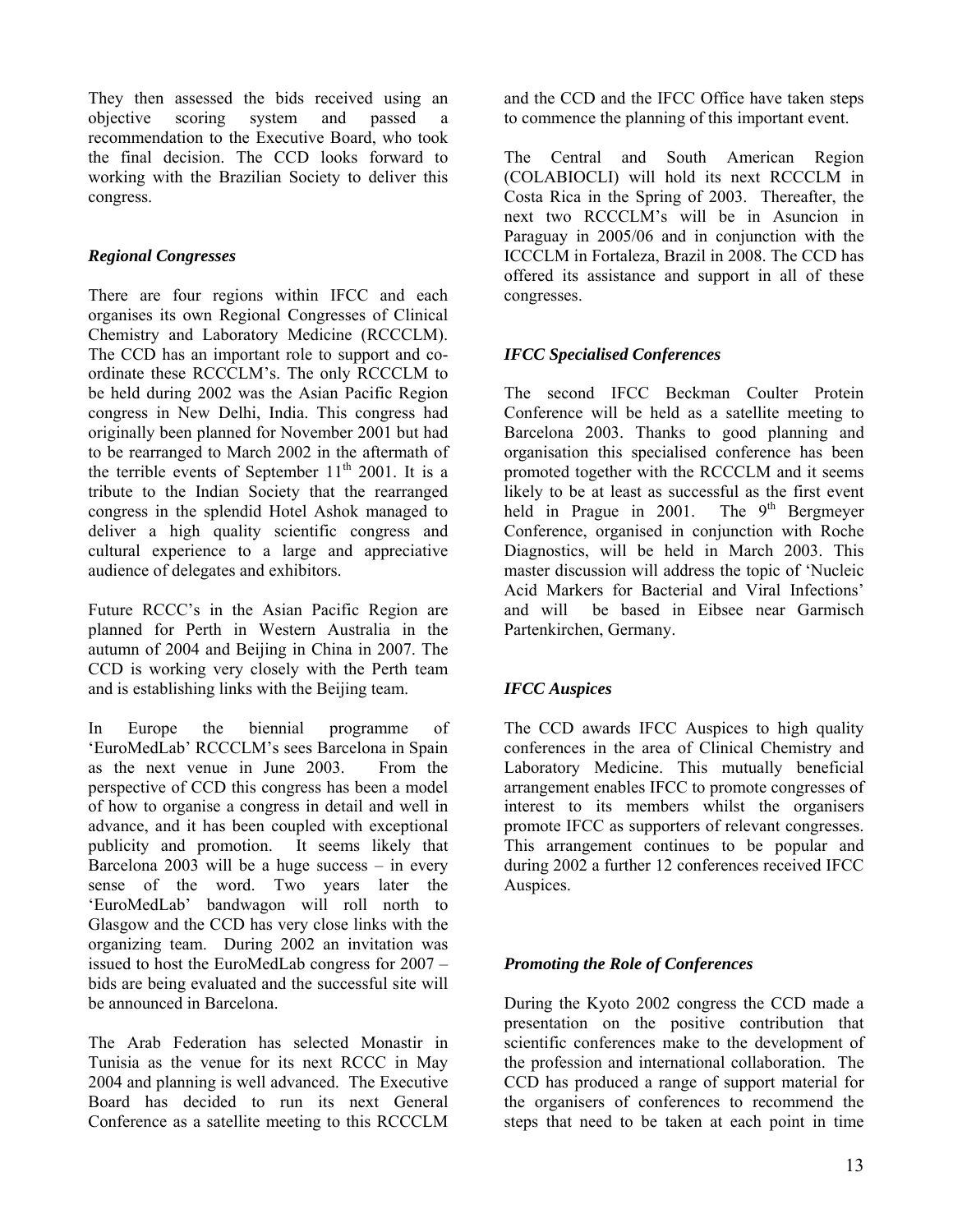They then assessed the bids received using an objective scoring system and passed a recommendation to the Executive Board, who took the final decision. The CCD looks forward to working with the Brazilian Society to deliver this congress.

### *Regional Congresses*

There are four regions within IFCC and each organises its own Regional Congresses of Clinical Chemistry and Laboratory Medicine (RCCCLM). The CCD has an important role to support and co-ordinate these RCCCLM's. The only RCCCLM to be held during 2002 was the Asian Pacific Region congress in New Delhi, India. This congress had originally been planned for November 2001 but had to be rearranged to March 2002 in the aftermath of the terrible events of September 11th 2001. It is a tribute to the Indian Society that the rearranged congress in the splendid Hotel Ashok managed to deliver a high quality scientific congress and cultural experience to a large and appreciative audience of delegates and exhibitors.

Future RCCC's in the Asian Pacific Region are planned for Perth in Western Australia in the autumn of 2004 and Beijing in China in 2007. The CCD is working very closely with the Perth team and is establishing links with the Beijing team.

In Europe the biennial programme of 'EuroMedLab' RCCCLM's sees Barcelona in Spain as the next venue in June 2003. From the perspective of CCD this congress has been a model of how to organise a congress in detail and well in advance, and it has been coupled with exceptional publicity and promotion. It seems likely that Barcelona 2003 will be a huge success – in every sense of the word. Two years later the 'EuroMedLab' bandwagon will roll north to Glasgow and the CCD has very close links with the organizing team. During 2002 an invitation was issued to host the EuroMedLab congress for 2007 – bids are being evaluated and the successful site will be announced in Barcelona.

The Arab Federation has selected Monastir in Tunisia as the venue for its next RCCC in May 2004 and planning is well advanced. The Executive Board has decided to run its next General Conference as a satellite meeting to this RCCCLM and the CCD and the IFCC Office have taken steps to commence the planning of this important event.

The Central and South American Region (COLABIOCLI) will hold its next RCCCLM in Costa Rica in the Spring of 2003. Thereafter, the next two RCCCLM's will be in Asuncion in Paraguay in 2005/06 and in conjunction with the ICCCLM in Fortaleza, Brazil in 2008. The CCD has offered its assistance and support in all of these congresses.

### *IFCC Specialised Conferences*

The second IFCC Beckman Coulter Protein Conference will be held as a satellite meeting to Barcelona 2003. Thanks to good planning and organisation this specialised conference has been promoted together with the RCCCLM and it seems likely to be at least as successful as the first event held in Prague in 2001. The 9th Bergmeyer Conference, organised in conjunction with Roche Diagnostics, will be held in March 2003. This master discussion will address the topic of 'Nucleic Acid Markers for Bacterial and Viral Infections' and will be based in Eibsee near Garmisch Partenkirchen, Germany.

### *IFCC Auspices*

The CCD awards IFCC Auspices to high quality conferences in the area of Clinical Chemistry and Laboratory Medicine. This mutually beneficial arrangement enables IFCC to promote congresses of interest to its members whilst the organisers promote IFCC as supporters of relevant congresses. This arrangement continues to be popular and during 2002 a further 12 conferences received IFCC Auspices.

### *Promoting the Role of Conferences*

During the Kyoto 2002 congress the CCD made a presentation on the positive contribution that scientific conferences make to the development of the profession and international collaboration. The CCD has produced a range of support material for the organisers of conferences to recommend the steps that need to be taken at each point in time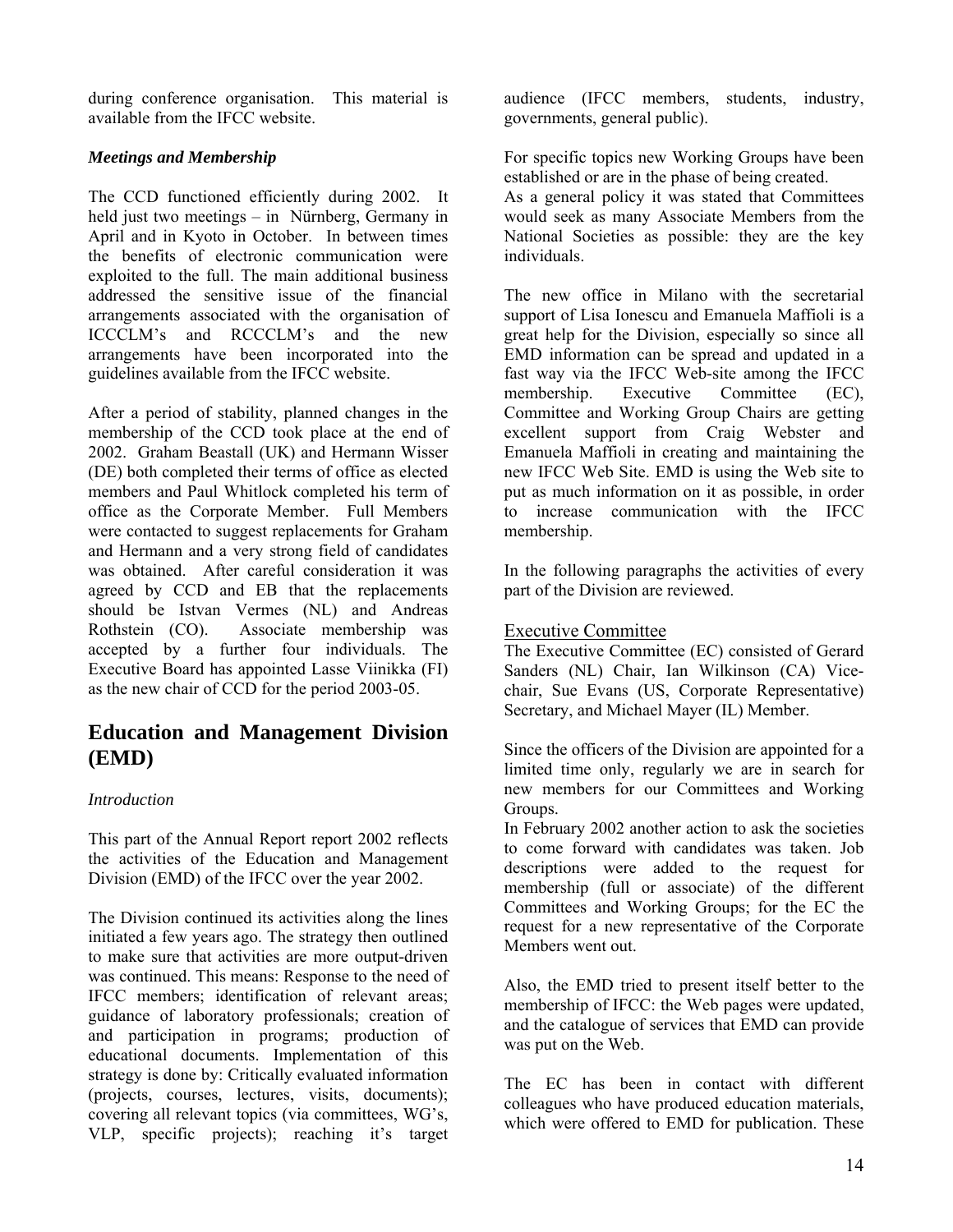during conference organisation. This material is available from the IFCC website.

### *Meetings and Membership*

The CCD functioned efficiently during 2002. It held just two meetings – in Nürnberg, Germany in April and in Kyoto in October. In between times the benefits of electronic communication were exploited to the full. The main additional business addressed the sensitive issue of the financial arrangements associated with the organisation of ICCCLM's and RCCCLM's and the new arrangements have been incorporated into the guidelines available from the IFCC website.

After a period of stability, planned changes in the membership of the CCD took place at the end of 2002. Graham Beastall (UK) and Hermann Wisser (DE) both completed their terms of office as elected members and Paul Whitlock completed his term of office as the Corporate Member. Full Members were contacted to suggest replacements for Graham and Hermann and a very strong field of candidates was obtained. After careful consideration it was agreed by CCD and EB that the replacements should be Istvan Vermes (NL) and Andreas Rothstein (CO). Associate membership was accepted by a further four individuals. The Executive Board has appointed Lasse Viinikka (FI) as the new chair of CCD for the period 2003-05.

## Education and Management Division (EMD)

*Introduction*

This part of the Annual Report report 2002 reflects the activities of the Education and Management Division (EMD) of the IFCC over the year 2002.

The Division continued its activities along the lines initiated a few years ago. The strategy then outlined to make sure that activities are more output-driven was continued. This means: Response to the need of IFCC members; identification of relevant areas; guidance of laboratory professionals; creation of and participation in programs; production of educational documents. Implementation of this strategy is done by: Critically evaluated information (projects, courses, lectures, visits, documents); covering all relevant topics (via committees, WG's, VLP, specific projects); reaching it's target audience (IFCC members, students, industry, governments, general public).

For specific topics new Working Groups have been established or are in the phase of being created.
As a general policy it was stated that Committees would seek as many Associate Members from the National Societies as possible: they are the key individuals.

The new office in Milano with the secretarial support of Lisa Ionescu and Emanuela Maffioli is a great help for the Division, especially so since all EMD information can be spread and updated in a fast way via the IFCC Web-site among the IFCC membership. Executive Committee (EC), Committee and Working Group Chairs are getting excellent support from Craig Webster and Emanuela Maffioli in creating and maintaining the new IFCC Web Site. EMD is using the Web site to put as much information on it as possible, in order to increase communication with the IFCC membership.

In the following paragraphs the activities of every part of the Division are reviewed.

### Executive Committee

The Executive Committee (EC) consisted of Gerard Sanders (NL) Chair, Ian Wilkinson (CA) Vice-chair, Sue Evans (US, Corporate Representative) Secretary, and Michael Mayer (IL) Member.

Since the officers of the Division are appointed for a limited time only, regularly we are in search for new members for our Committees and Working Groups.
In February 2002 another action to ask the societies to come forward with candidates was taken. Job descriptions were added to the request for membership (full or associate) of the different Committees and Working Groups; for the EC the request for a new representative of the Corporate Members went out.

Also, the EMD tried to present itself better to the membership of IFCC: the Web pages were updated, and the catalogue of services that EMD can provide was put on the Web.

The EC has been in contact with different colleagues who have produced education materials, which were offered to EMD for publication. These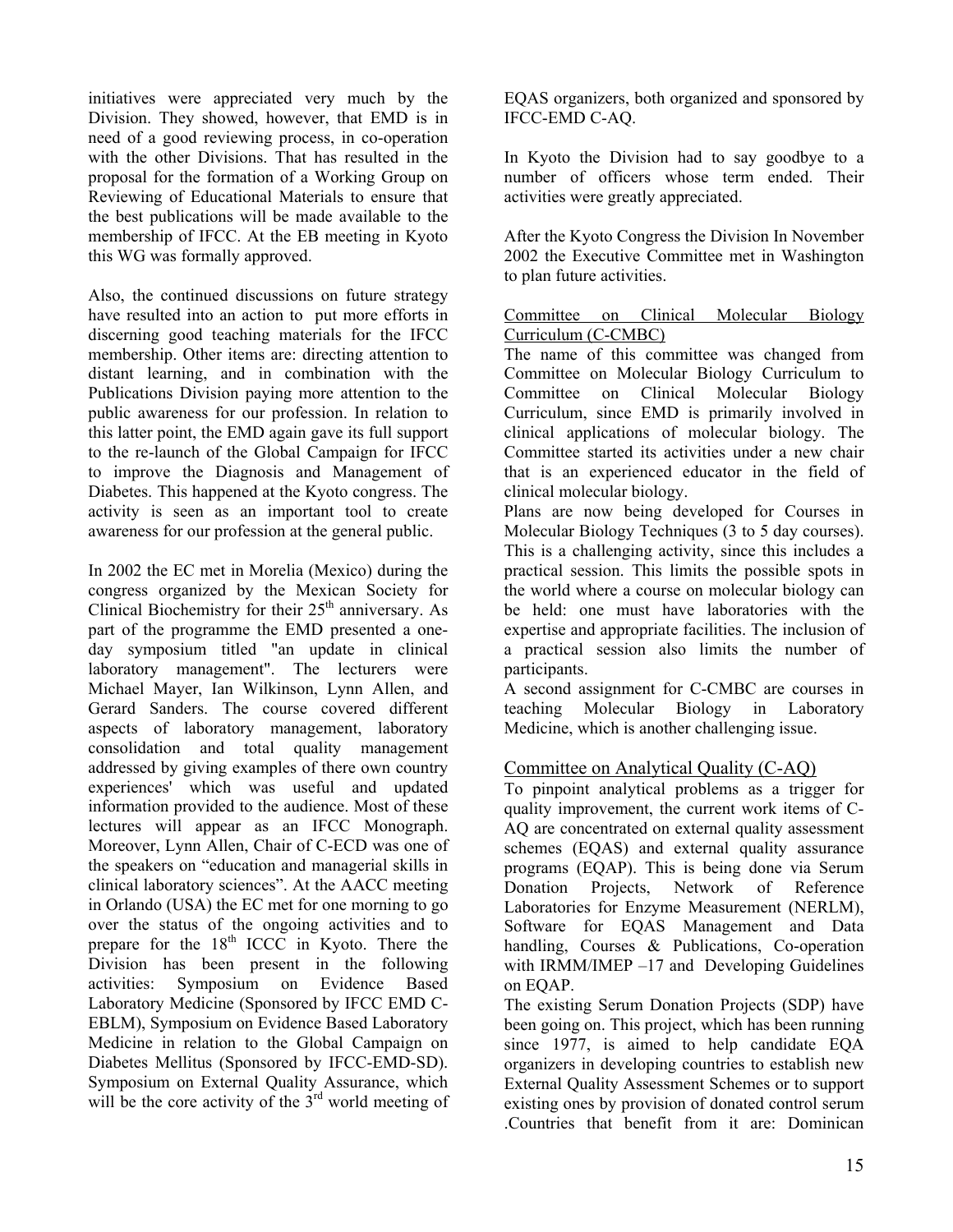initiatives were appreciated very much by the Division. They showed, however, that EMD is in need of a good reviewing process, in co-operation with the other Divisions. That has resulted in the proposal for the formation of a Working Group on Reviewing of Educational Materials to ensure that the best publications will be made available to the membership of IFCC. At the EB meeting in Kyoto this WG was formally approved.

Also, the continued discussions on future strategy have resulted into an action to put more efforts in discerning good teaching materials for the IFCC membership. Other items are: directing attention to distant learning, and in combination with the Publications Division paying more attention to the public awareness for our profession. In relation to this latter point, the EMD again gave its full support to the re-launch of the Global Campaign for IFCC to improve the Diagnosis and Management of Diabetes. This happened at the Kyoto congress. The activity is seen as an important tool to create awareness for our profession at the general public.

In 2002 the EC met in Morelia (Mexico) during the congress organized by the Mexican Society for Clinical Biochemistry for their 25th anniversary. As part of the programme the EMD presented a one-day symposium titled "an update in clinical laboratory management". The lecturers were Michael Mayer, Ian Wilkinson, Lynn Allen, and Gerard Sanders. The course covered different aspects of laboratory management, laboratory consolidation and total quality management addressed by giving examples of there own country experiences' which was useful and updated information provided to the audience. Most of these lectures will appear as an IFCC Monograph. Moreover, Lynn Allen, Chair of C-ECD was one of the speakers on "education and managerial skills in clinical laboratory sciences". At the AACC meeting in Orlando (USA) the EC met for one morning to go over the status of the ongoing activities and to prepare for the 18th ICCC in Kyoto. There the Division has been present in the following activities: Symposium on Evidence Based Laboratory Medicine (Sponsored by IFCC EMD C-EBLM), Symposium on Evidence Based Laboratory Medicine in relation to the Global Campaign on Diabetes Mellitus (Sponsored by IFCC-EMD-SD). Symposium on External Quality Assurance, which will be the core activity of the 3rd world meeting of EQAS organizers, both organized and sponsored by IFCC-EMD C-AQ.

In Kyoto the Division had to say goodbye to a number of officers whose term ended. Their activities were greatly appreciated.

After the Kyoto Congress the Division In November 2002 the Executive Committee met in Washington to plan future activities.

Committee on Clinical Molecular Biology Curriculum (C-CMBC)

The name of this committee was changed from Committee on Molecular Biology Curriculum to Committee on Clinical Molecular Biology Curriculum, since EMD is primarily involved in clinical applications of molecular biology. The Committee started its activities under a new chair that is an experienced educator in the field of clinical molecular biology.

Plans are now being developed for Courses in Molecular Biology Techniques (3 to 5 day courses). This is a challenging activity, since this includes a practical session. This limits the possible spots in the world where a course on molecular biology can be held: one must have laboratories with the expertise and appropriate facilities. The inclusion of a practical session also limits the number of participants.

A second assignment for C-CMBC are courses in teaching Molecular Biology in Laboratory Medicine, which is another challenging issue.

## Committee on Analytical Quality (C-AQ)

To pinpoint analytical problems as a trigger for quality improvement, the current work items of C-AQ are concentrated on external quality assessment schemes (EQAS) and external quality assurance programs (EQAP). This is being done via Serum Donation Projects, Network of Reference Laboratories for Enzyme Measurement (NERLM), Software for EQAS Management and Data handling, Courses & Publications, Co-operation with IRMM/IMEP –17 and Developing Guidelines on EQAP.

The existing Serum Donation Projects (SDP) have been going on. This project, which has been running since 1977, is aimed to help candidate EQA organizers in developing countries to establish new External Quality Assessment Schemes or to support existing ones by provision of donated control serum .Countries that benefit from it are: Dominican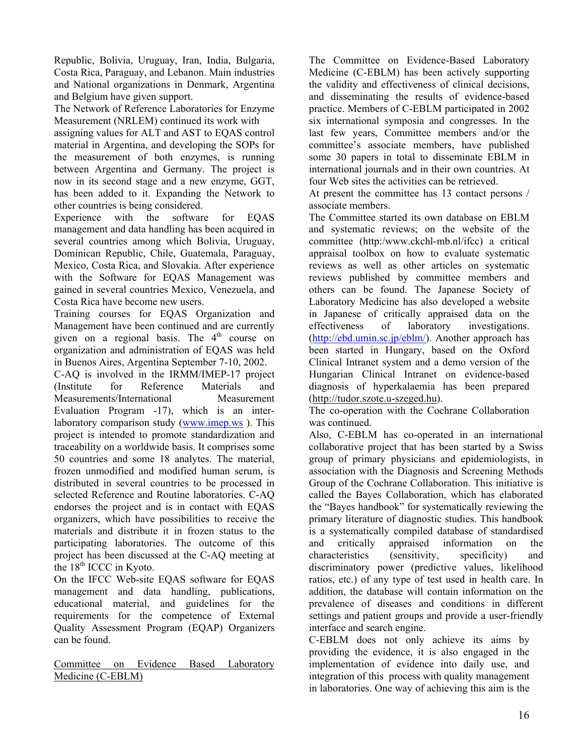Republic, Bolivia, Uruguay, Iran, India, Bulgaria, Costa Rica, Paraguay, and Lebanon. Main industries and National organizations in Denmark, Argentina and Belgium have given support.

The Network of Reference Laboratories for Enzyme Measurement (NRLEM) continued its work with assigning values for ALT and AST to EQAS control material in Argentina, and developing the SOPs for the measurement of both enzymes, is running between Argentina and Germany. The project is now in its second stage and a new enzyme, GGT, has been added to it. Expanding the Network to other countries is being considered.

Experience with the software for EQAS management and data handling has been acquired in several countries among which Bolivia, Uruguay, Dominican Republic, Chile, Guatemala, Paraguay, Mexico, Costa Rica, and Slovakia. After experience with the Software for EQAS Management was gained in several countries Mexico, Venezuela, and Costa Rica have become new users.

Training courses for EQAS Organization and Management have been continued and are currently given on a regional basis. The 4th course on organization and administration of EQAS was held in Buenos Aires, Argentina September 7-10, 2002.

C-AQ is involved in the IRMM/IMEP-17 project (Institute for Reference Materials and Measurements/International Measurement Evaluation Program -17), which is an inter-laboratory comparison study (www.imep.ws ). This project is intended to promote standardization and traceability on a worldwide basis. It comprises some 50 countries and some 18 analytes. The material, frozen unmodified and modified human serum, is distributed in several countries to be processed in selected Reference and Routine laboratories. C-AQ endorses the project and is in contact with EQAS organizers, which have possibilities to receive the materials and distribute it in frozen status to the participating laboratories. The outcome of this project has been discussed at the C-AQ meeting at the 18th ICCC in Kyoto.

On the IFCC Web-site EQAS software for EQAS management and data handling, publications, educational material, and guidelines for the requirements for the competence of External Quality Assessment Program (EQAP) Organizers can be found.

## Committee on Evidence Based Laboratory Medicine (C-EBLM)

The Committee on Evidence-Based Laboratory Medicine (C-EBLM) has been actively supporting the validity and effectiveness of clinical decisions, and disseminating the results of evidence-based practice. Members of C-EBLM participated in 2002 six international symposia and congresses. In the last few years, Committee members and/or the committee's associate members, have published some 30 papers in total to disseminate EBLM in international journals and in their own countries. At four Web sites the activities can be retrieved.

At present the committee has 13 contact persons / associate members.

The Committee started its own database on EBLM and systematic reviews; on the website of the committee (http:/www.ckchl-mb.nl/ifcc) a critical appraisal toolbox on how to evaluate systematic reviews as well as other articles on systematic reviews published by committee members and others can be found. The Japanese Society of Laboratory Medicine has also developed a website in Japanese of critically appraised data on the effectiveness of laboratory investigations. (http://ebd.umin.sc.jp/eblm/). Another approach has been started in Hungary, based on the Oxford Clinical Intranet system and a demo version of the Hungarian Clinical Intranet on evidence-based diagnosis of hyperkalaemia has been prepared (http://tudor.szote.u-szeged.hu).

The co-operation with the Cochrane Collaboration was continued.

Also, C-EBLM has co-operated in an international collaborative project that has been started by a Swiss group of primary physicians and epidemiologists, in association with the Diagnosis and Screening Methods Group of the Cochrane Collaboration. This initiative is called the Bayes Collaboration, which has elaborated the "Bayes handbook" for systematically reviewing the primary literature of diagnostic studies. This handbook is a systematically compiled database of standardised and critically appraised information on the characteristics (sensitivity, specificity) and discriminatory power (predictive values, likelihood ratios, etc.) of any type of test used in health care. In addition, the database will contain information on the prevalence of diseases and conditions in different settings and patient groups and provide a user-friendly interface and search engine.

C-EBLM does not only achieve its aims by providing the evidence, it is also engaged in the implementation of evidence into daily use, and integration of this process with quality management in laboratories. One way of achieving this aim is the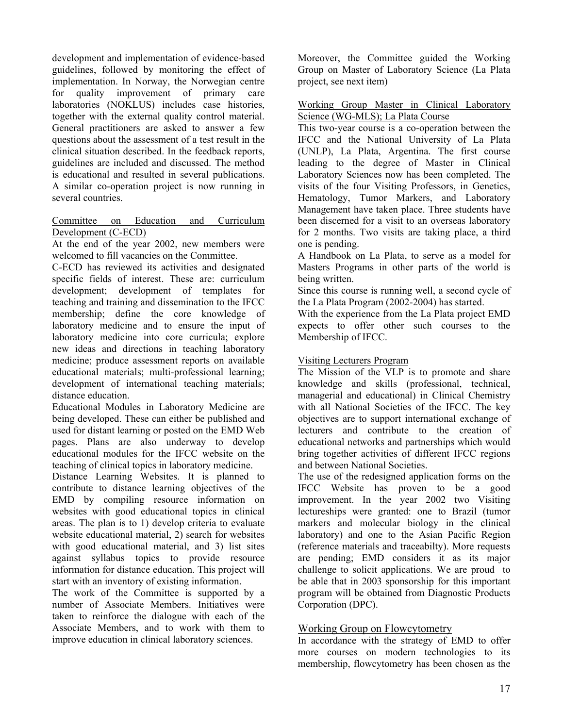development and implementation of evidence-based guidelines, followed by monitoring the effect of implementation. In Norway, the Norwegian centre for quality improvement of primary care laboratories (NOKLUS) includes case histories, together with the external quality control material. General practitioners are asked to answer a few questions about the assessment of a test result in the clinical situation described. In the feedback reports, guidelines are included and discussed. The method is educational and resulted in several publications. A similar co-operation project is now running in several countries.

### Committee on Education and Curriculum Development (C-ECD)

At the end of the year 2002, new members were welcomed to fill vacancies on the Committee.

C-ECD has reviewed its activities and designated specific fields of interest. These are: curriculum development; development of templates for teaching and training and dissemination to the IFCC membership; define the core knowledge of laboratory medicine and to ensure the input of laboratory medicine into core curricula; explore new ideas and directions in teaching laboratory medicine; produce assessment reports on available educational materials; multi-professional learning; development of international teaching materials; distance education.

Educational Modules in Laboratory Medicine are being developed. These can either be published and used for distant learning or posted on the EMD Web pages. Plans are also underway to develop educational modules for the IFCC website on the teaching of clinical topics in laboratory medicine.

Distance Learning Websites. It is planned to contribute to distance learning objectives of the EMD by compiling resource information on websites with good educational topics in clinical areas. The plan is to 1) develop criteria to evaluate website educational material, 2) search for websites with good educational material, and 3) list sites against syllabus topics to provide resource information for distance education. This project will start with an inventory of existing information.

The work of the Committee is supported by a number of Associate Members. Initiatives were taken to reinforce the dialogue with each of the Associate Members, and to work with them to improve education in clinical laboratory sciences.

Moreover, the Committee guided the Working Group on Master of Laboratory Science (La Plata project, see next item)

### Working Group Master in Clinical Laboratory Science (WG-MLS); La Plata Course

This two-year course is a co-operation between the IFCC and the National University of La Plata (UNLP), La Plata, Argentina. The first course leading to the degree of Master in Clinical Laboratory Sciences now has been completed. The visits of the four Visiting Professors, in Genetics, Hematology, Tumor Markers, and Laboratory Management have taken place. Three students have been discerned for a visit to an overseas laboratory for 2 months. Two visits are taking place, a third one is pending.

A Handbook on La Plata, to serve as a model for Masters Programs in other parts of the world is being written.

Since this course is running well, a second cycle of the La Plata Program (2002-2004) has started.

With the experience from the La Plata project EMD expects to offer other such courses to the Membership of IFCC.

### Visiting Lecturers Program

The Mission of the VLP is to promote and share knowledge and skills (professional, technical, managerial and educational) in Clinical Chemistry with all National Societies of the IFCC. The key objectives are to support international exchange of lecturers and contribute to the creation of educational networks and partnerships which would bring together activities of different IFCC regions and between National Societies.

The use of the redesigned application forms on the IFCC Website has proven to be a good improvement. In the year 2002 two Visiting lectureships were granted: one to Brazil (tumor markers and molecular biology in the clinical laboratory) and one to the Asian Pacific Region (reference materials and traceabilty). More requests are pending; EMD considers it as its major challenge to solicit applications. We are proud to be able that in 2003 sponsorship for this important program will be obtained from Diagnostic Products Corporation (DPC).

### Working Group on Flowcytometry

In accordance with the strategy of EMD to offer more courses on modern technologies to its membership, flowcytometry has been chosen as the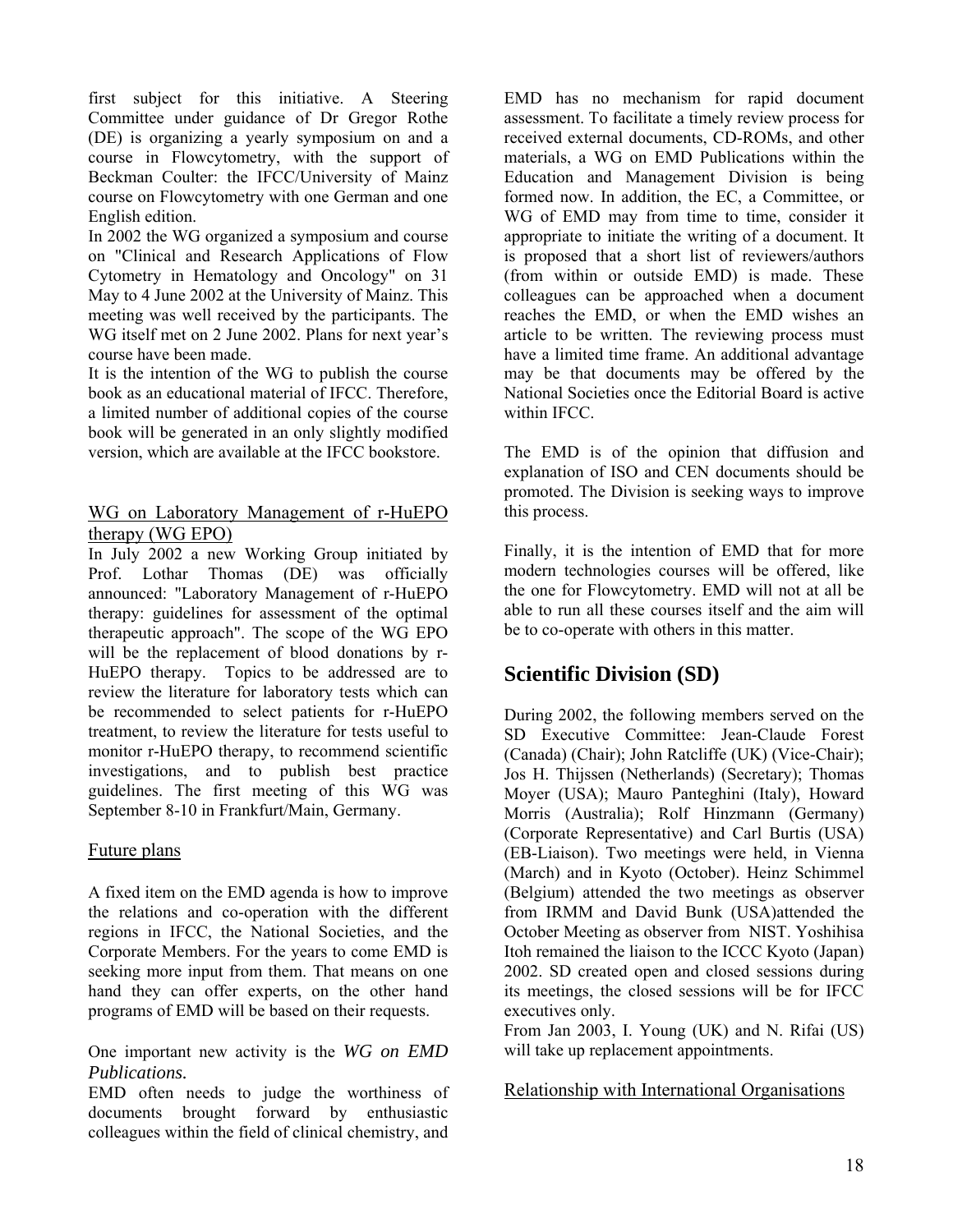first subject for this initiative. A Steering Committee under guidance of Dr Gregor Rothe (DE) is organizing a yearly symposium on and a course in Flowcytometry, with the support of Beckman Coulter: the IFCC/University of Mainz course on Flowcytometry with one German and one English edition.

In 2002 the WG organized a symposium and course on "Clinical and Research Applications of Flow Cytometry in Hematology and Oncology" on 31 May to 4 June 2002 at the University of Mainz. This meeting was well received by the participants. The WG itself met on 2 June 2002. Plans for next year's course have been made.

It is the intention of the WG to publish the course book as an educational material of IFCC. Therefore, a limited number of additional copies of the course book will be generated in an only slightly modified version, which are available at the IFCC bookstore.

### WG on Laboratory Management of r-HuEPO therapy (WG EPO)

In July 2002 a new Working Group initiated by Prof. Lothar Thomas (DE) was officially announced: "Laboratory Management of r-HuEPO therapy: guidelines for assessment of the optimal therapeutic approach". The scope of the WG EPO will be the replacement of blood donations by r-HuEPO therapy. Topics to be addressed are to review the literature for laboratory tests which can be recommended to select patients for r-HuEPO treatment, to review the literature for tests useful to monitor r-HuEPO therapy, to recommend scientific investigations, and to publish best practice guidelines. The first meeting of this WG was September 8-10 in Frankfurt/Main, Germany.

### Future plans

A fixed item on the EMD agenda is how to improve the relations and co-operation with the different regions in IFCC, the National Societies, and the Corporate Members. For the years to come EMD is seeking more input from them. That means on one hand they can offer experts, on the other hand programs of EMD will be based on their requests.

One important new activity is the *WG on EMD Publications.*

EMD often needs to judge the worthiness of documents brought forward by enthusiastic colleagues within the field of clinical chemistry, and EMD has no mechanism for rapid document assessment. To facilitate a timely review process for received external documents, CD-ROMs, and other materials, a WG on EMD Publications within the Education and Management Division is being formed now. In addition, the EC, a Committee, or WG of EMD may from time to time, consider it appropriate to initiate the writing of a document. It is proposed that a short list of reviewers/authors (from within or outside EMD) is made. These colleagues can be approached when a document reaches the EMD, or when the EMD wishes an article to be written. The reviewing process must have a limited time frame. An additional advantage may be that documents may be offered by the National Societies once the Editorial Board is active within IFCC.

The EMD is of the opinion that diffusion and explanation of ISO and CEN documents should be promoted. The Division is seeking ways to improve this process.

Finally, it is the intention of EMD that for more modern technologies courses will be offered, like the one for Flowcytometry. EMD will not at all be able to run all these courses itself and the aim will be to co-operate with others in this matter.

## Scientific Division (SD)

During 2002, the following members served on the SD Executive Committee: Jean-Claude Forest (Canada) (Chair); John Ratcliffe (UK) (Vice-Chair); Jos H. Thijssen (Netherlands) (Secretary); Thomas Moyer (USA); Mauro Panteghini (Italy), Howard Morris (Australia); Rolf Hinzmann (Germany) (Corporate Representative) and Carl Burtis (USA) (EB-Liaison). Two meetings were held, in Vienna (March) and in Kyoto (October). Heinz Schimmel (Belgium) attended the two meetings as observer from IRMM and David Bunk (USA)attended the October Meeting as observer from NIST. Yoshihisa Itoh remained the liaison to the ICCC Kyoto (Japan) 2002. SD created open and closed sessions during its meetings, the closed sessions will be for IFCC executives only.

From Jan 2003, I. Young (UK) and N. Rifai (US) will take up replacement appointments.

### Relationship with International Organisations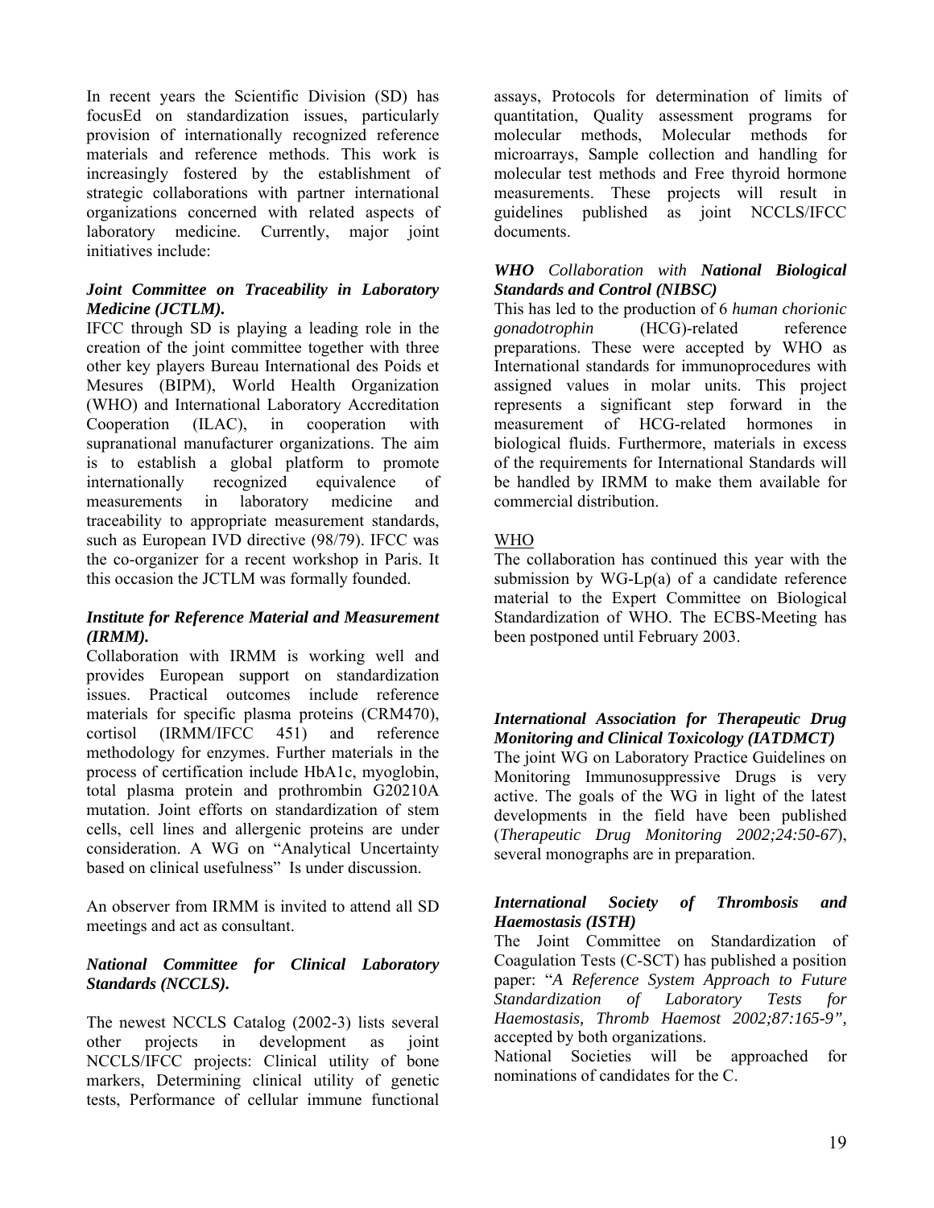In recent years the Scientific Division (SD) has focusEd on standardization issues, particularly provision of internationally recognized reference materials and reference methods. This work is increasingly fostered by the establishment of strategic collaborations with partner international organizations concerned with related aspects of laboratory medicine. Currently, major joint initiatives include:

***Joint Committee on Traceability in Laboratory Medicine (JCTLM).***

IFCC through SD is playing a leading role in the creation of the joint committee together with three other key players Bureau International des Poids et Mesures (BIPM), World Health Organization (WHO) and International Laboratory Accreditation Cooperation (ILAC), in cooperation with supranational manufacturer organizations. The aim is to establish a global platform to promote internationally recognized equivalence of measurements in laboratory medicine and traceability to appropriate measurement standards, such as European IVD directive (98/79). IFCC was the co-organizer for a recent workshop in Paris. It this occasion the JCTLM was formally founded.

***Institute for Reference Material and Measurement (IRMM).***

Collaboration with IRMM is working well and provides European support on standardization issues. Practical outcomes include reference materials for specific plasma proteins (CRM470), cortisol (IRMM/IFCC 451) and reference methodology for enzymes. Further materials in the process of certification include HbA1c, myoglobin, total plasma protein and prothrombin G20210A mutation. Joint efforts on standardization of stem cells, cell lines and allergenic proteins are under consideration. A WG on "Analytical Uncertainty based on clinical usefulness" Is under discussion.

An observer from IRMM is invited to attend all SD meetings and act as consultant.

***National Committee for Clinical Laboratory Standards (NCCLS).***

The newest NCCLS Catalog (2002-3) lists several other projects in development as joint NCCLS/IFCC projects: Clinical utility of bone markers, Determining clinical utility of genetic tests, Performance of cellular immune functional assays, Protocols for determination of limits of quantitation, Quality assessment programs for molecular methods, Molecular methods for microarrays, Sample collection and handling for molecular test methods and Free thyroid hormone measurements. These projects will result in guidelines published as joint NCCLS/IFCC documents.

***WHO** Collaboration with **National Biological Standards and Control (NIBSC)***

This has led to the production of 6 *human chorionic gonadotrophin* (HCG)-related reference preparations. These were accepted by WHO as International standards for immunoprocedures with assigned values in molar units. This project represents a significant step forward in the measurement of HCG-related hormones in biological fluids. Furthermore, materials in excess of the requirements for International Standards will be handled by IRMM to make them available for commercial distribution.

<u>WHO</u>

The collaboration has continued this year with the submission by WG-Lp(a) of a candidate reference material to the Expert Committee on Biological Standardization of WHO. The ECBS-Meeting has been postponed until February 2003.

***International Association for Therapeutic Drug Monitoring and Clinical Toxicology (IATDMCT)***

The joint WG on Laboratory Practice Guidelines on Monitoring Immunosuppressive Drugs is very active. The goals of the WG in light of the latest developments in the field have been published (*Therapeutic Drug Monitoring 2002;24:50-67*), several monographs are in preparation.

***International Society of Thrombosis and Haemostasis (ISTH)***

The Joint Committee on Standardization of Coagulation Tests (C-SCT) has published a position paper: "*A Reference System Approach to Future Standardization of Laboratory Tests for Haemostasis, Thromb Haemost 2002;87:165-9",* accepted by both organizations.

National Societies will be approached for nominations of candidates for the C.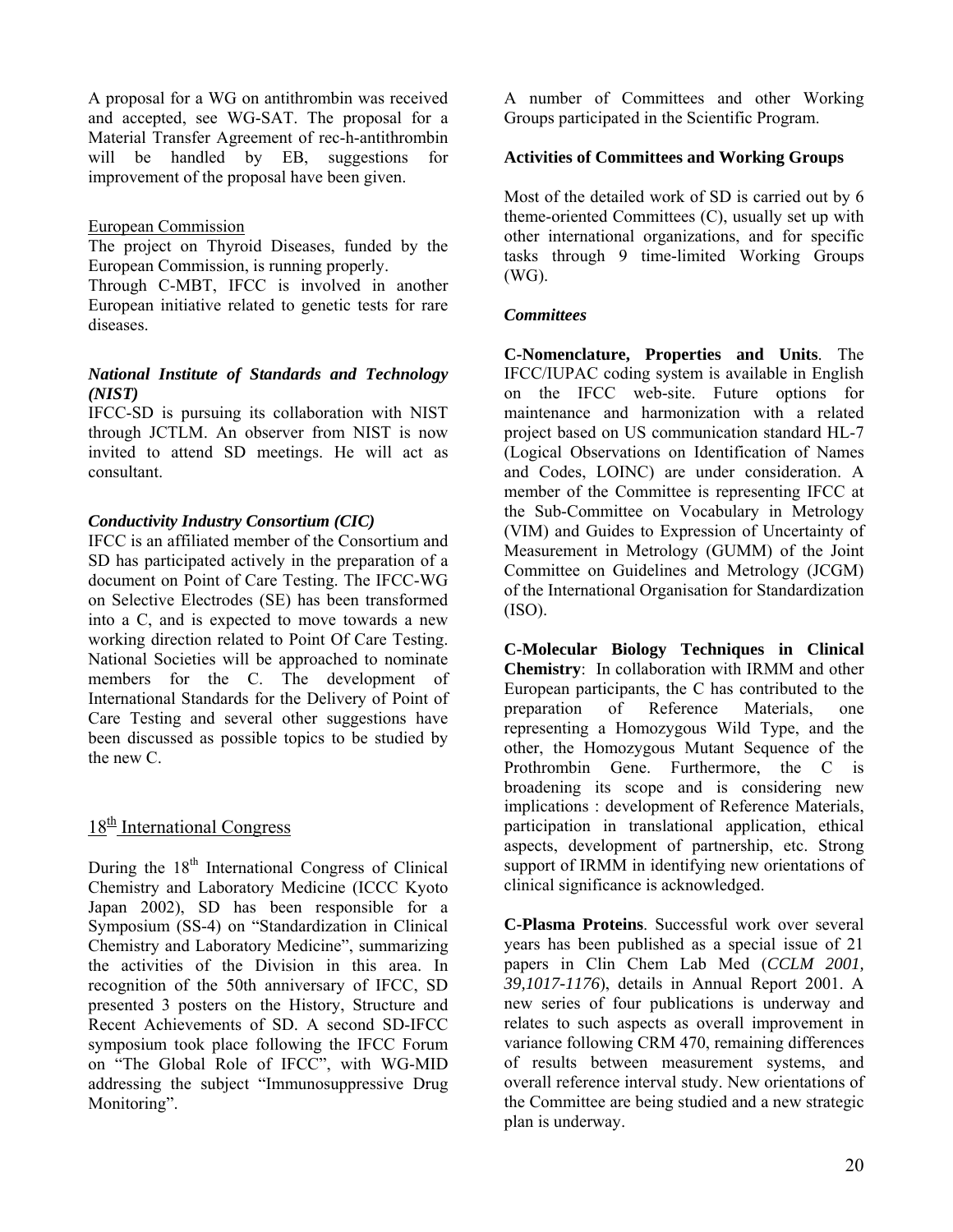A proposal for a WG on antithrombin was received and accepted, see WG-SAT. The proposal for a Material Transfer Agreement of rec-h-antithrombin will be handled by EB, suggestions for improvement of the proposal have been given.

European Commission

The project on Thyroid Diseases, funded by the European Commission, is running properly.

Through C-MBT, IFCC is involved in another European initiative related to genetic tests for rare diseases.

***National Institute of Standards and Technology (NIST)***

IFCC-SD is pursuing its collaboration with NIST through JCTLM. An observer from NIST is now invited to attend SD meetings. He will act as consultant.

***Conductivity Industry Consortium (CIC)***

IFCC is an affiliated member of the Consortium and SD has participated actively in the preparation of a document on Point of Care Testing. The IFCC-WG on Selective Electrodes (SE) has been transformed into a C, and is expected to move towards a new working direction related to Point Of Care Testing. National Societies will be approached to nominate members for the C. The development of International Standards for the Delivery of Point of Care Testing and several other suggestions have been discussed as possible topics to be studied by the new C.

## 18th International Congress

During the 18th International Congress of Clinical Chemistry and Laboratory Medicine (ICCC Kyoto Japan 2002), SD has been responsible for a Symposium (SS-4) on "Standardization in Clinical Chemistry and Laboratory Medicine", summarizing the activities of the Division in this area. In recognition of the 50th anniversary of IFCC, SD presented 3 posters on the History, Structure and Recent Achievements of SD. A second SD-IFCC symposium took place following the IFCC Forum on "The Global Role of IFCC", with WG-MID addressing the subject "Immunosuppressive Drug Monitoring".

A number of Committees and other Working Groups participated in the Scientific Program.

**Activities of Committees and Working Groups**

Most of the detailed work of SD is carried out by 6 theme-oriented Committees (C), usually set up with other international organizations, and for specific tasks through 9 time-limited Working Groups (WG).

***Committees***

**C-Nomenclature, Properties and Units**. The IFCC/IUPAC coding system is available in English on the IFCC web-site. Future options for maintenance and harmonization with a related project based on US communication standard HL-7 (Logical Observations on Identification of Names and Codes, LOINC) are under consideration. A member of the Committee is representing IFCC at the Sub-Committee on Vocabulary in Metrology (VIM) and Guides to Expression of Uncertainty of Measurement in Metrology (GUMM) of the Joint Committee on Guidelines and Metrology (JCGM) of the International Organisation for Standardization (ISO).

**C-Molecular Biology Techniques in Clinical Chemistry**: In collaboration with IRMM and other European participants, the C has contributed to the preparation of Reference Materials, one representing a Homozygous Wild Type, and the other, the Homozygous Mutant Sequence of the Prothrombin Gene. Furthermore, the C is broadening its scope and is considering new implications : development of Reference Materials, participation in translational application, ethical aspects, development of partnership, etc. Strong support of IRMM in identifying new orientations of clinical significance is acknowledged.

**C-Plasma Proteins**. Successful work over several years has been published as a special issue of 21 papers in Clin Chem Lab Med (*CCLM 2001, 39,1017-1176*), details in Annual Report 2001. A new series of four publications is underway and relates to such aspects as overall improvement in variance following CRM 470, remaining differences of results between measurement systems, and overall reference interval study. New orientations of the Committee are being studied and a new strategic plan is underway.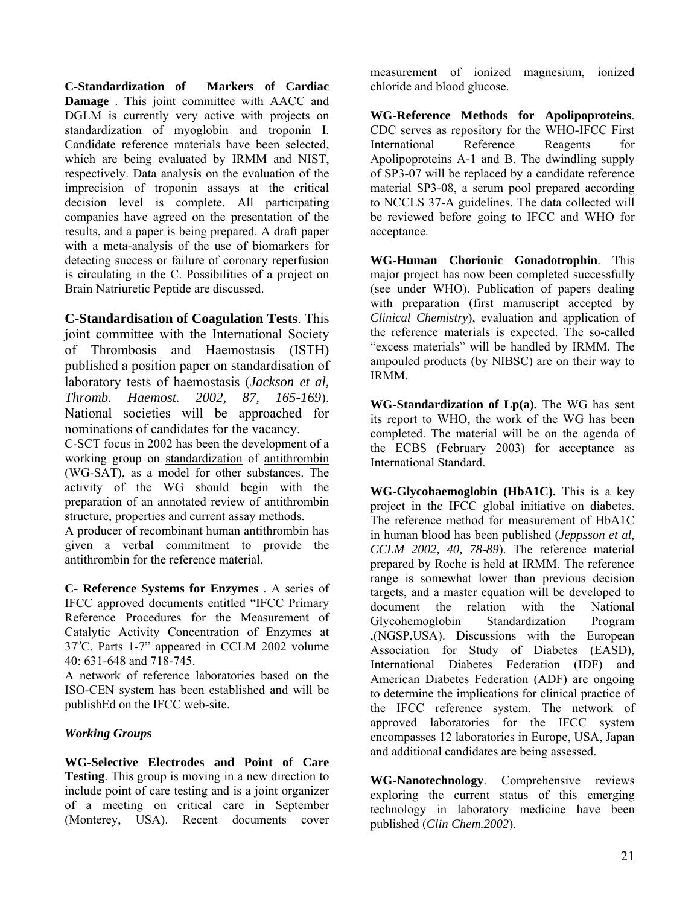**C-Standardization of Markers of Cardiac Damage** . This joint committee with AACC and DGLM is currently very active with projects on standardization of myoglobin and troponin I. Candidate reference materials have been selected, which are being evaluated by IRMM and NIST, respectively. Data analysis on the evaluation of the imprecision of troponin assays at the critical decision level is complete. All participating companies have agreed on the presentation of the results, and a paper is being prepared. A draft paper with a meta-analysis of the use of biomarkers for detecting success or failure of coronary reperfusion is circulating in the C. Possibilities of a project on Brain Natriuretic Peptide are discussed.

**C-Standardisation of Coagulation Tests**. This joint committee with the International Society of Thrombosis and Haemostasis (ISTH) published a position paper on standardisation of laboratory tests of haemostasis (*Jackson et al, Thromb. Haemost. 2002, 87, 165-169*). National societies will be approached for nominations of candidates for the vacancy.

C-SCT focus in 2002 has been the development of a working group on standardization of antithrombin (WG-SAT), as a model for other substances. The activity of the WG should begin with the preparation of an annotated review of antithrombin structure, properties and current assay methods.

A producer of recombinant human antithrombin has given a verbal commitment to provide the antithrombin for the reference material.

**C- Reference Systems for Enzymes** . A series of IFCC approved documents entitled "IFCC Primary Reference Procedures for the Measurement of Catalytic Activity Concentration of Enzymes at 37°C. Parts 1-7" appeared in CCLM 2002 volume 40: 631-648 and 718-745.

A network of reference laboratories based on the ISO-CEN system has been established and will be publishEd on the IFCC web-site.

***Working Groups***

**WG-Selective Electrodes and Point of Care Testing**. This group is moving in a new direction to include point of care testing and is a joint organizer of a meeting on critical care in September (Monterey, USA). Recent documents cover measurement of ionized magnesium, ionized chloride and blood glucose.

**WG-Reference Methods for Apolipoproteins**. CDC serves as repository for the WHO-IFCC First International Reference Reagents for Apolipoproteins A-1 and B. The dwindling supply of SP3-07 will be replaced by a candidate reference material SP3-08, a serum pool prepared according to NCCLS 37-A guidelines. The data collected will be reviewed before going to IFCC and WHO for acceptance.

**WG-Human Chorionic Gonadotrophin**. This major project has now been completed successfully (see under WHO). Publication of papers dealing with preparation (first manuscript accepted by *Clinical Chemistry*), evaluation and application of the reference materials is expected. The so-called "excess materials" will be handled by IRMM. The ampouled products (by NIBSC) are on their way to IRMM.

**WG-Standardization of Lp(a).** The WG has sent its report to WHO, the work of the WG has been completed. The material will be on the agenda of the ECBS (February 2003) for acceptance as International Standard.

**WG-Glycohaemoglobin (HbA1C).** This is a key project in the IFCC global initiative on diabetes. The reference method for measurement of HbA1C in human blood has been published (*Jeppsson et al, CCLM 2002, 40, 78-89*). The reference material prepared by Roche is held at IRMM. The reference range is somewhat lower than previous decision targets, and a master equation will be developed to document the relation with the National Glycohemoglobin Standardization Program ,(NGSP,USA). Discussions with the European Association for Study of Diabetes (EASD), International Diabetes Federation (IDF) and American Diabetes Federation (ADF) are ongoing to determine the implications for clinical practice of the IFCC reference system. The network of approved laboratories for the IFCC system encompasses 12 laboratories in Europe, USA, Japan and additional candidates are being assessed.

**WG-Nanotechnology**. Comprehensive reviews exploring the current status of this emerging technology in laboratory medicine have been published (*Clin Chem.2002*).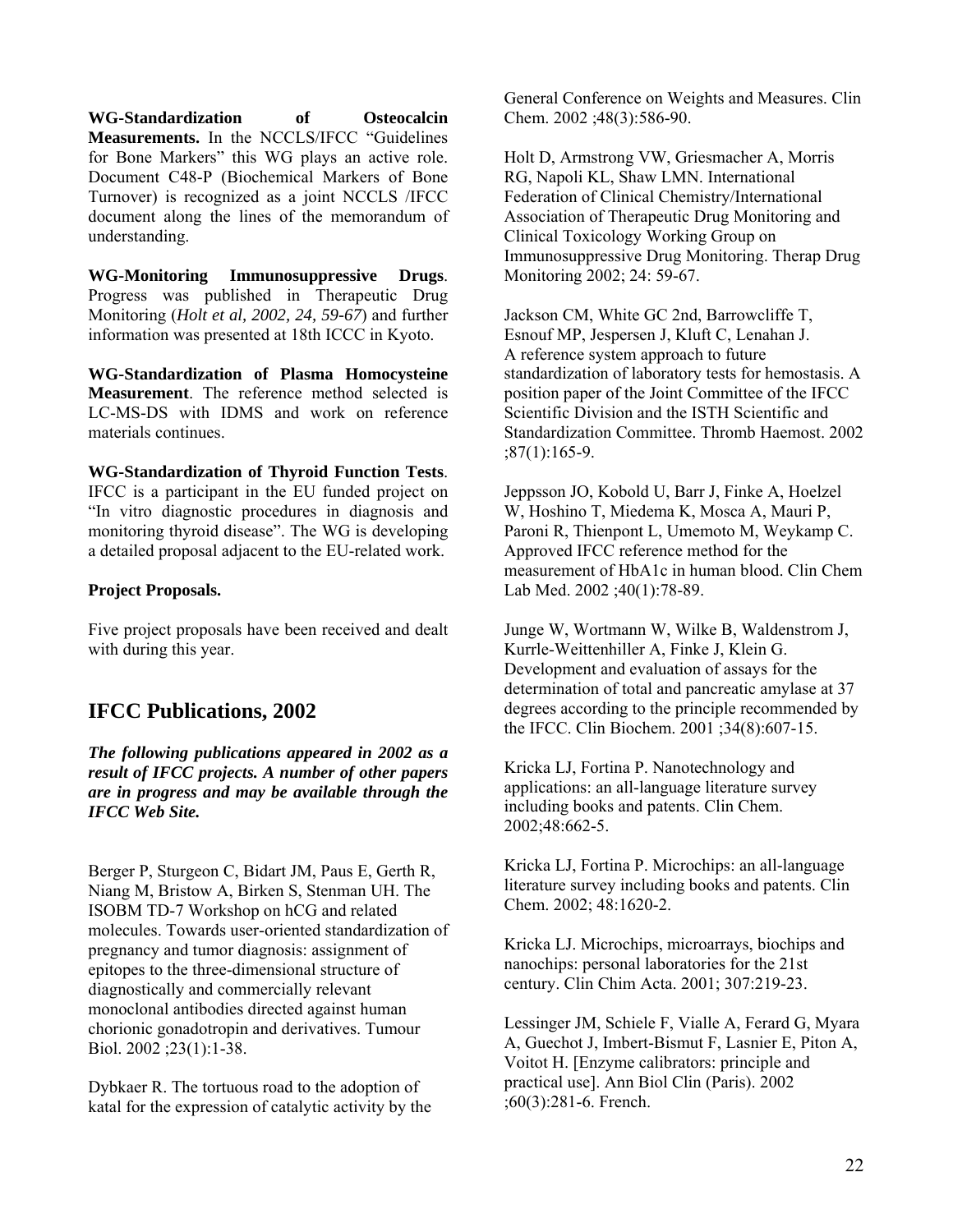**WG-Standardization of Osteocalcin Measurements.** In the NCCLS/IFCC "Guidelines for Bone Markers" this WG plays an active role. Document C48-P (Biochemical Markers of Bone Turnover) is recognized as a joint NCCLS /IFCC document along the lines of the memorandum of understanding.

**WG-Monitoring Immunosuppressive Drugs**. Progress was published in Therapeutic Drug Monitoring (*Holt et al, 2002, 24, 59-67*) and further information was presented at 18th ICCC in Kyoto.

**WG-Standardization of Plasma Homocysteine Measurement**. The reference method selected is LC-MS-DS with IDMS and work on reference materials continues.

**WG-Standardization of Thyroid Function Tests**. IFCC is a participant in the EU funded project on "In vitro diagnostic procedures in diagnosis and monitoring thyroid disease". The WG is developing a detailed proposal adjacent to the EU-related work.

**Project Proposals.**

Five project proposals have been received and dealt with during this year.

## IFCC Publications, 2002

***The following publications appeared in 2002 as a result of IFCC projects. A number of other papers are in progress and may be available through the IFCC Web Site.***

Berger P, Sturgeon C, Bidart JM, Paus E, Gerth R, Niang M, Bristow A, Birken S, Stenman UH. The ISOBM TD-7 Workshop on hCG and related molecules. Towards user-oriented standardization of pregnancy and tumor diagnosis: assignment of epitopes to the three-dimensional structure of diagnostically and commercially relevant monoclonal antibodies directed against human chorionic gonadotropin and derivatives. Tumour Biol. 2002 ;23(1):1-38.

Dybkaer R. The tortuous road to the adoption of katal for the expression of catalytic activity by the General Conference on Weights and Measures. Clin Chem. 2002 ;48(3):586-90.

Holt D, Armstrong VW, Griesmacher A, Morris RG, Napoli KL, Shaw LMN. International Federation of Clinical Chemistry/International Association of Therapeutic Drug Monitoring and Clinical Toxicology Working Group on Immunosuppressive Drug Monitoring. Therap Drug Monitoring 2002; 24: 59-67.

Jackson CM, White GC 2nd, Barrowcliffe T, Esnouf MP, Jespersen J, Kluft C, Lenahan J. A reference system approach to future standardization of laboratory tests for hemostasis. A position paper of the Joint Committee of the IFCC Scientific Division and the ISTH Scientific and Standardization Committee. Thromb Haemost. 2002 ;87(1):165-9.

Jeppsson JO, Kobold U, Barr J, Finke A, Hoelzel W, Hoshino T, Miedema K, Mosca A, Mauri P, Paroni R, Thienpont L, Umemoto M, Weykamp C. Approved IFCC reference method for the measurement of HbA1c in human blood. Clin Chem Lab Med. 2002 ;40(1):78-89.

Junge W, Wortmann W, Wilke B, Waldenstrom J, Kurrle-Weittenhiller A, Finke J, Klein G. Development and evaluation of assays for the determination of total and pancreatic amylase at 37 degrees according to the principle recommended by the IFCC. Clin Biochem. 2001 ;34(8):607-15.

Kricka LJ, Fortina P. Nanotechnology and applications: an all-language literature survey including books and patents. Clin Chem. 2002;48:662-5.

Kricka LJ, Fortina P. Microchips: an all-language literature survey including books and patents. Clin Chem. 2002; 48:1620-2.

Kricka LJ. Microchips, microarrays, biochips and nanochips: personal laboratories for the 21st century. Clin Chim Acta. 2001; 307:219-23.

Lessinger JM, Schiele F, Vialle A, Ferard G, Myara A, Guechot J, Imbert-Bismut F, Lasnier E, Piton A, Voitot H. [Enzyme calibrators: principle and practical use]. Ann Biol Clin (Paris). 2002 ;60(3):281-6. French.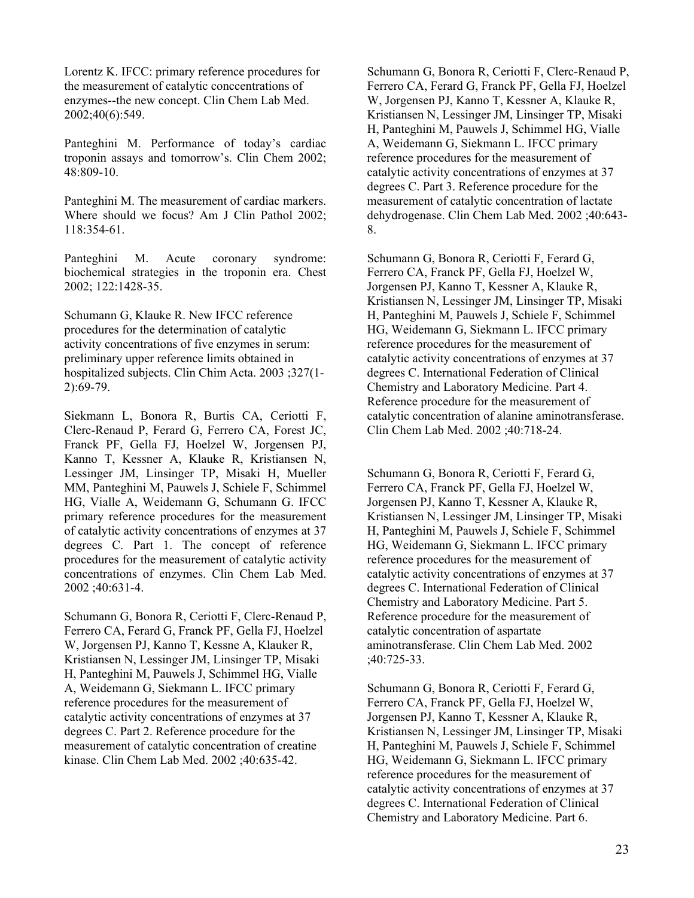Lorentz K. IFCC: primary reference procedures for the measurement of catalytic conccentrations of enzymes--the new concept. Clin Chem Lab Med. 2002;40(6):549.

Panteghini M. Performance of today's cardiac troponin assays and tomorrow's. Clin Chem 2002; 48:809-10.

Panteghini M. The measurement of cardiac markers. Where should we focus? Am J Clin Pathol 2002; 118:354-61.

Panteghini M. Acute coronary syndrome: biochemical strategies in the troponin era. Chest 2002; 122:1428-35.

Schumann G, Klauke R. New IFCC reference procedures for the determination of catalytic activity concentrations of five enzymes in serum: preliminary upper reference limits obtained in hospitalized subjects. Clin Chim Acta. 2003 ;327(1-2):69-79.

Siekmann L, Bonora R, Burtis CA, Ceriotti F, Clerc-Renaud P, Ferard G, Ferrero CA, Forest JC, Franck PF, Gella FJ, Hoelzel W, Jorgensen PJ, Kanno T, Kessner A, Klauke R, Kristiansen N, Lessinger JM, Linsinger TP, Misaki H, Mueller MM, Panteghini M, Pauwels J, Schiele F, Schimmel HG, Vialle A, Weidemann G, Schumann G. IFCC primary reference procedures for the measurement of catalytic activity concentrations of enzymes at 37 degrees C. Part 1. The concept of reference procedures for the measurement of catalytic activity concentrations of enzymes. Clin Chem Lab Med. 2002 ;40:631-4.

Schumann G, Bonora R, Ceriotti F, Clerc-Renaud P, Ferrero CA, Ferard G, Franck PF, Gella FJ, Hoelzel W, Jorgensen PJ, Kanno T, Kessne A, Klauker R, Kristiansen N, Lessinger JM, Linsinger TP, Misaki H, Panteghini M, Pauwels J, Schimmel HG, Vialle A, Weidemann G, Siekmann L. IFCC primary reference procedures for the measurement of catalytic activity concentrations of enzymes at 37 degrees C. Part 2. Reference procedure for the measurement of catalytic concentration of creatine kinase. Clin Chem Lab Med. 2002 ;40:635-42.

Schumann G, Bonora R, Ceriotti F, Clerc-Renaud P, Ferrero CA, Ferard G, Franck PF, Gella FJ, Hoelzel W, Jorgensen PJ, Kanno T, Kessner A, Klauke R, Kristiansen N, Lessinger JM, Linsinger TP, Misaki H, Panteghini M, Pauwels J, Schimmel HG, Vialle A, Weidemann G, Siekmann L. IFCC primary reference procedures for the measurement of catalytic activity concentrations of enzymes at 37 degrees C. Part 3. Reference procedure for the measurement of catalytic concentration of lactate dehydrogenase. Clin Chem Lab Med. 2002 ;40:643-8.

Schumann G, Bonora R, Ceriotti F, Ferard G, Ferrero CA, Franck PF, Gella FJ, Hoelzel W, Jorgensen PJ, Kanno T, Kessner A, Klauke R, Kristiansen N, Lessinger JM, Linsinger TP, Misaki H, Panteghini M, Pauwels J, Schiele F, Schimmel HG, Weidemann G, Siekmann L. IFCC primary reference procedures for the measurement of catalytic activity concentrations of enzymes at 37 degrees C. International Federation of Clinical Chemistry and Laboratory Medicine. Part 4. Reference procedure for the measurement of catalytic concentration of alanine aminotransferase. Clin Chem Lab Med. 2002 ;40:718-24.

Schumann G, Bonora R, Ceriotti F, Ferard G, Ferrero CA, Franck PF, Gella FJ, Hoelzel W, Jorgensen PJ, Kanno T, Kessner A, Klauke R, Kristiansen N, Lessinger JM, Linsinger TP, Misaki H, Panteghini M, Pauwels J, Schiele F, Schimmel HG, Weidemann G, Siekmann L. IFCC primary reference procedures for the measurement of catalytic activity concentrations of enzymes at 37 degrees C. International Federation of Clinical Chemistry and Laboratory Medicine. Part 5. Reference procedure for the measurement of catalytic concentration of aspartate aminotransferase. Clin Chem Lab Med. 2002 ;40:725-33.

Schumann G, Bonora R, Ceriotti F, Ferard G, Ferrero CA, Franck PF, Gella FJ, Hoelzel W, Jorgensen PJ, Kanno T, Kessner A, Klauke R, Kristiansen N, Lessinger JM, Linsinger TP, Misaki H, Panteghini M, Pauwels J, Schiele F, Schimmel HG, Weidemann G, Siekmann L. IFCC primary reference procedures for the measurement of catalytic activity concentrations of enzymes at 37 degrees C. International Federation of Clinical Chemistry and Laboratory Medicine. Part 6.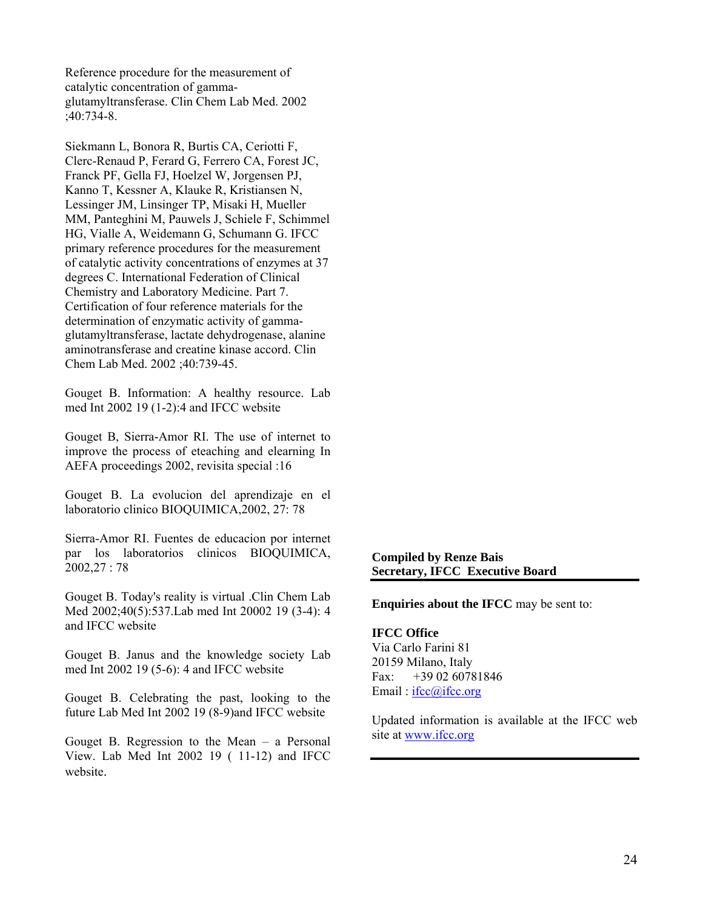Reference procedure for the measurement of catalytic concentration of gamma-glutamyltransferase. Clin Chem Lab Med. 2002 ;40:734-8.

Siekmann L, Bonora R, Burtis CA, Ceriotti F, Clerc-Renaud P, Ferard G, Ferrero CA, Forest JC, Franck PF, Gella FJ, Hoelzel W, Jorgensen PJ, Kanno T, Kessner A, Klauke R, Kristiansen N, Lessinger JM, Linsinger TP, Misaki H, Mueller MM, Panteghini M, Pauwels J, Schiele F, Schimmel HG, Vialle A, Weidemann G, Schumann G. IFCC primary reference procedures for the measurement of catalytic activity concentrations of enzymes at 37 degrees C. International Federation of Clinical Chemistry and Laboratory Medicine. Part 7. Certification of four reference materials for the determination of enzymatic activity of gamma-glutamyltransferase, lactate dehydrogenase, alanine aminotransferase and creatine kinase accord. Clin Chem Lab Med. 2002 ;40:739-45.

Gouget B. Information: A healthy resource. Lab med Int 2002 19 (1-2):4 and IFCC website

Gouget B, Sierra-Amor RI. The use of internet to improve the process of eteaching and elearning In AEFA proceedings 2002, revisita special :16

Gouget B. La evolucion del aprendizaje en el laboratorio clinico BIOQUIMICA,2002, 27: 78

Sierra-Amor RI. Fuentes de educacion por internet par los laboratorios clinicos BIOQUIMICA, 2002,27 : 78

Gouget B. Today's reality is virtual .Clin Chem Lab Med 2002;40(5):537.Lab med Int 20002 19 (3-4): 4 and IFCC website

Gouget B. Janus and the knowledge society Lab med Int 2002 19 (5-6): 4 and IFCC website

Gouget B. Celebrating the past, looking to the future Lab Med Int 2002 19 (8-9)and IFCC website

Gouget B. Regression to the Mean – a Personal View. Lab Med Int 2002 19 ( 11-12) and IFCC website.

**Compiled by Renze Bais**
**Secretary, IFCC Executive Board**

---

**Enquiries about the IFCC** may be sent to:

**IFCC Office**
Via Carlo Farini 81
20159 Milano, Italy
Fax: +39 02 60781846
Email : ifcc@ifcc.org

Updated information is available at the IFCC web site at www.ifcc.org

---